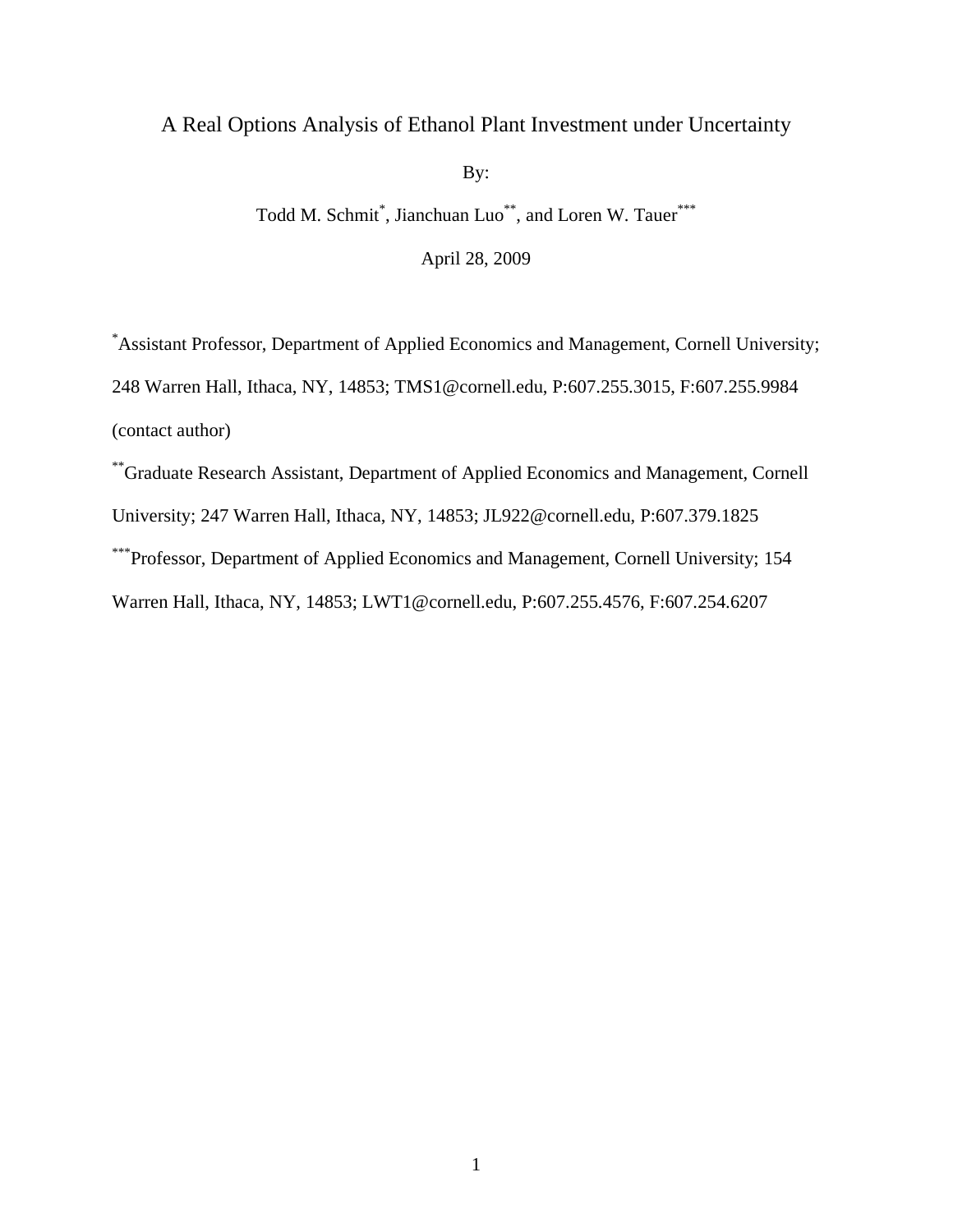# A Real Options Analysis of Ethanol Plant Investment under Uncertainty

By:

Todd M. Schmit[*], Jianchuan Luo[**], and Loren W. Tauer[***]

April 28, 2009

[*]Assistant Professor, Department of Applied Economics and Management, Cornell University; 248 Warren Hall, Ithaca, NY, 14853; TMS1@cornell.edu, P:607.255.3015, F:607.255.9984 (contact author)

[**]Graduate Research Assistant, Department of Applied Economics and Management, Cornell University; 247 Warren Hall, Ithaca, NY, 14853; JL922@cornell.edu, P:607.379.1825

[***]Professor, Department of Applied Economics and Management, Cornell University; 154 Warren Hall, Ithaca, NY, 14853; LWT1@cornell.edu, P:607.255.4576, F:607.254.6207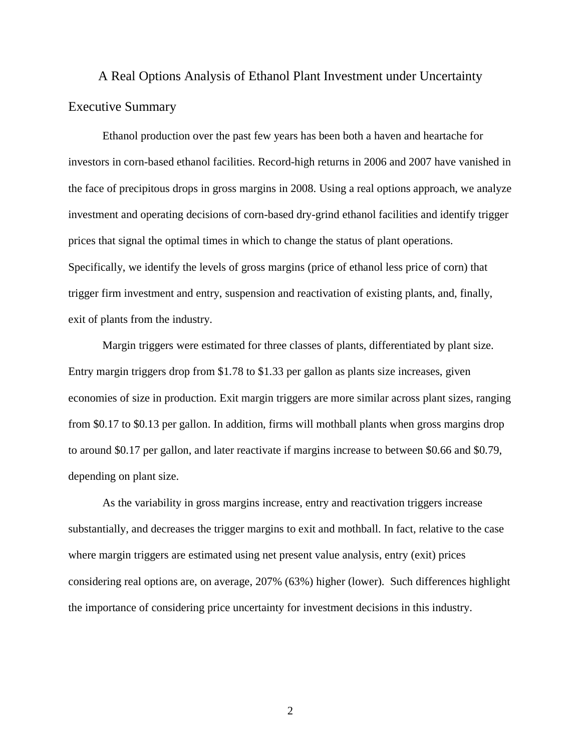# A Real Options Analysis of Ethanol Plant Investment under Uncertainty

## Executive Summary

Ethanol production over the past few years has been both a haven and heartache for investors in corn-based ethanol facilities. Record-high returns in 2006 and 2007 have vanished in the face of precipitous drops in gross margins in 2008. Using a real options approach, we analyze investment and operating decisions of corn-based dry-grind ethanol facilities and identify trigger prices that signal the optimal times in which to change the status of plant operations. Specifically, we identify the levels of gross margins (price of ethanol less price of corn) that trigger firm investment and entry, suspension and reactivation of existing plants, and, finally, exit of plants from the industry.

Margin triggers were estimated for three classes of plants, differentiated by plant size. Entry margin triggers drop from $1.78 to $1.33 per gallon as plants size increases, given economies of size in production. Exit margin triggers are more similar across plant sizes, ranging from $0.17 to $0.13 per gallon. In addition, firms will mothball plants when gross margins drop to around $0.17 per gallon, and later reactivate if margins increase to between $0.66 and $0.79, depending on plant size.

As the variability in gross margins increase, entry and reactivation triggers increase substantially, and decreases the trigger margins to exit and mothball. In fact, relative to the case where margin triggers are estimated using net present value analysis, entry (exit) prices considering real options are, on average, 207% (63%) higher (lower). Such differences highlight the importance of considering price uncertainty for investment decisions in this industry.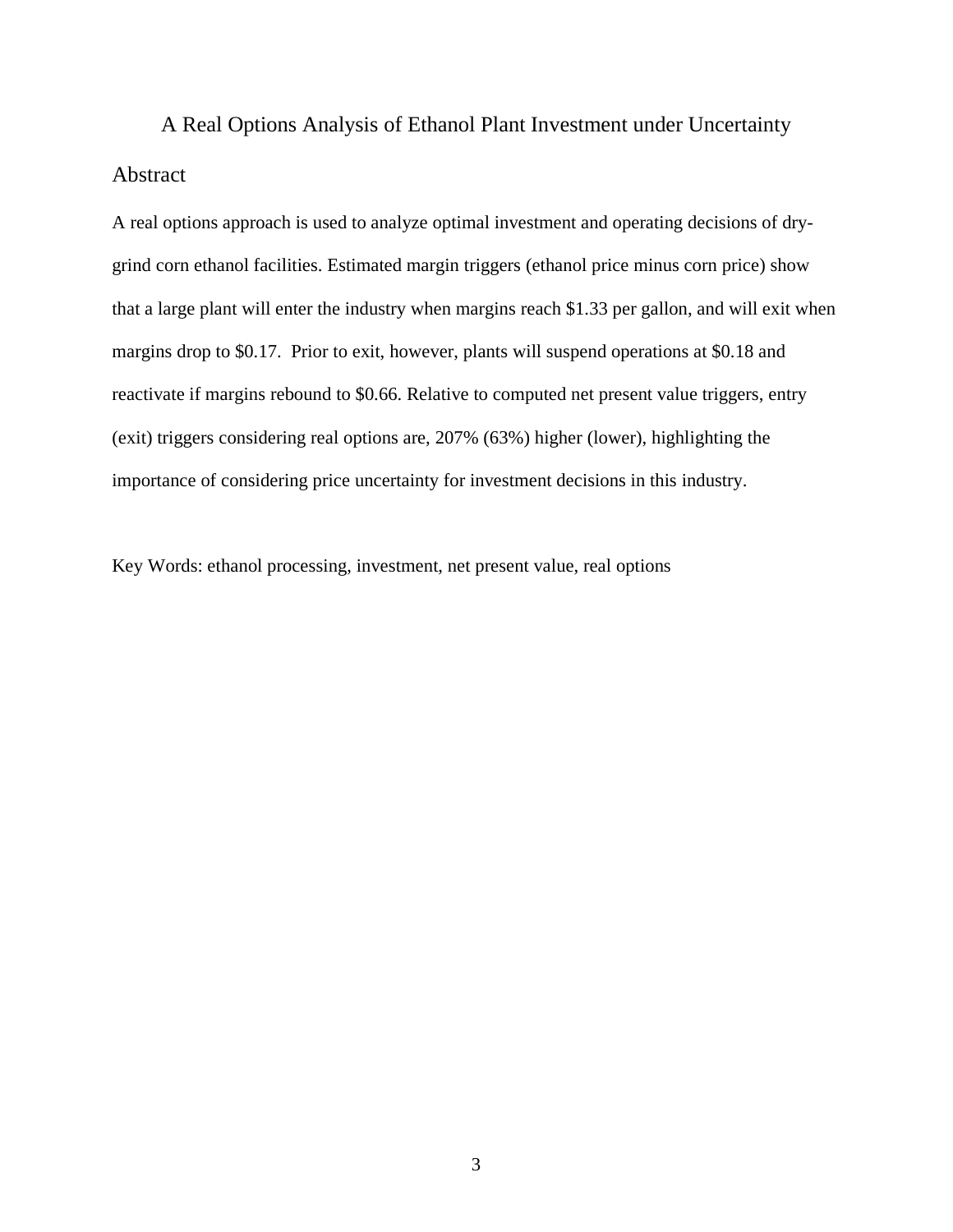# A Real Options Analysis of Ethanol Plant Investment under Uncertainty

## Abstract

A real options approach is used to analyze optimal investment and operating decisions of dry-grind corn ethanol facilities. Estimated margin triggers (ethanol price minus corn price) show that a large plant will enter the industry when margins reach $1.33 per gallon, and will exit when margins drop to $0.17. Prior to exit, however, plants will suspend operations at $0.18 and reactivate if margins rebound to $0.66. Relative to computed net present value triggers, entry (exit) triggers considering real options are, 207% (63%) higher (lower), highlighting the importance of considering price uncertainty for investment decisions in this industry.

Key Words: ethanol processing, investment, net present value, real options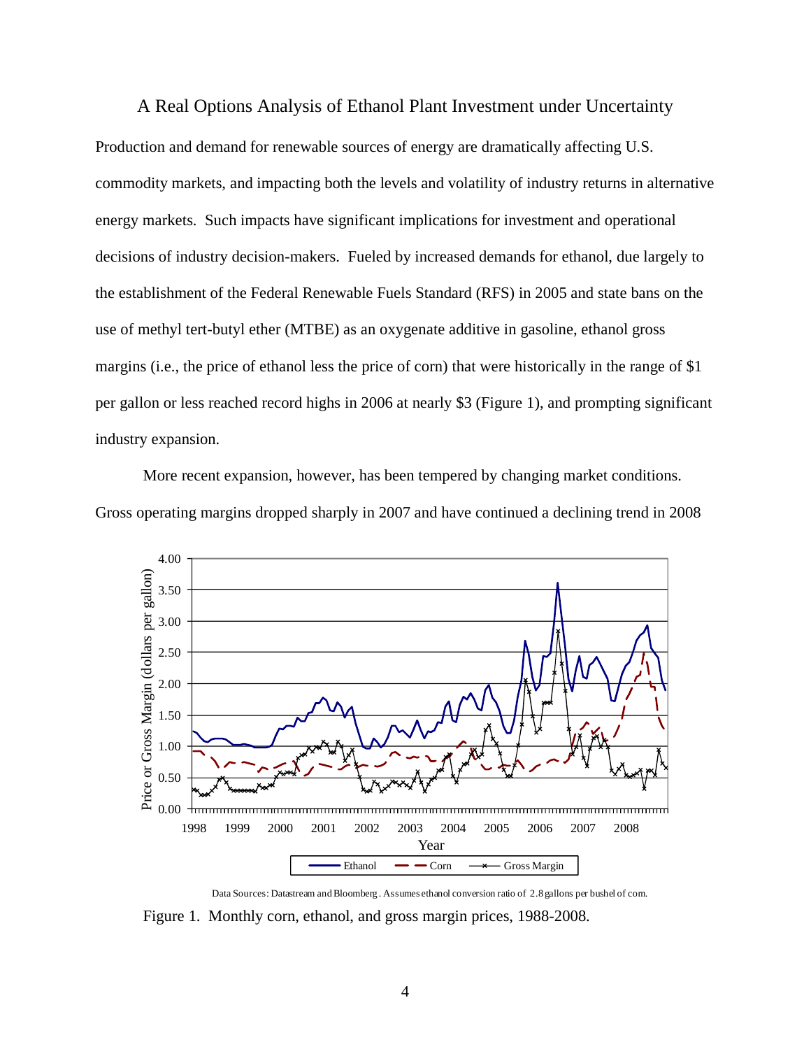# A Real Options Analysis of Ethanol Plant Investment under Uncertainty

Production and demand for renewable sources of energy are dramatically affecting U.S. commodity markets, and impacting both the levels and volatility of industry returns in alternative energy markets. Such impacts have significant implications for investment and operational decisions of industry decision-makers. Fueled by increased demands for ethanol, due largely to the establishment of the Federal Renewable Fuels Standard (RFS) in 2005 and state bans on the use of methyl tert-butyl ether (MTBE) as an oxygenate additive in gasoline, ethanol gross margins (i.e., the price of ethanol less the price of corn) that were historically in the range of $1 per gallon or less reached record highs in 2006 at nearly $3 (Figure 1), and prompting significant industry expansion.

More recent expansion, however, has been tempered by changing market conditions. Gross operating margins dropped sharply in 2007 and have continued a declining trend in 2008

Data Sources: Datastream and Bloomberg. Assumes ethanol conversion ratio of 2.8 gallons per bushel of corn.

Figure 1. Monthly corn, ethanol, and gross margin prices, 1988-2008.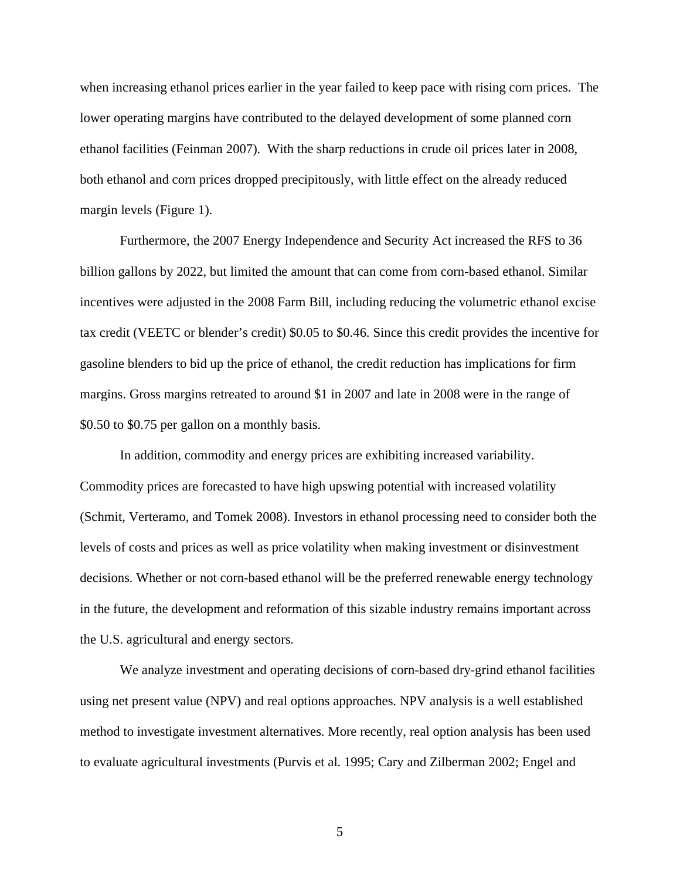when increasing ethanol prices earlier in the year failed to keep pace with rising corn prices. The lower operating margins have contributed to the delayed development of some planned corn ethanol facilities (Feinman 2007). With the sharp reductions in crude oil prices later in 2008, both ethanol and corn prices dropped precipitously, with little effect on the already reduced margin levels (Figure 1).

Furthermore, the 2007 Energy Independence and Security Act increased the RFS to 36 billion gallons by 2022, but limited the amount that can come from corn-based ethanol. Similar incentives were adjusted in the 2008 Farm Bill, including reducing the volumetric ethanol excise tax credit (VEETC or blender's credit) $0.05 to $0.46. Since this credit provides the incentive for gasoline blenders to bid up the price of ethanol, the credit reduction has implications for firm margins. Gross margins retreated to around $1 in 2007 and late in 2008 were in the range of $0.50 to $0.75 per gallon on a monthly basis.

In addition, commodity and energy prices are exhibiting increased variability. Commodity prices are forecasted to have high upswing potential with increased volatility (Schmit, Verteramo, and Tomek 2008). Investors in ethanol processing need to consider both the levels of costs and prices as well as price volatility when making investment or disinvestment decisions. Whether or not corn-based ethanol will be the preferred renewable energy technology in the future, the development and reformation of this sizable industry remains important across the U.S. agricultural and energy sectors.

We analyze investment and operating decisions of corn-based dry-grind ethanol facilities using net present value (NPV) and real options approaches. NPV analysis is a well established method to investigate investment alternatives. More recently, real option analysis has been used to evaluate agricultural investments (Purvis et al. 1995; Cary and Zilberman 2002; Engel and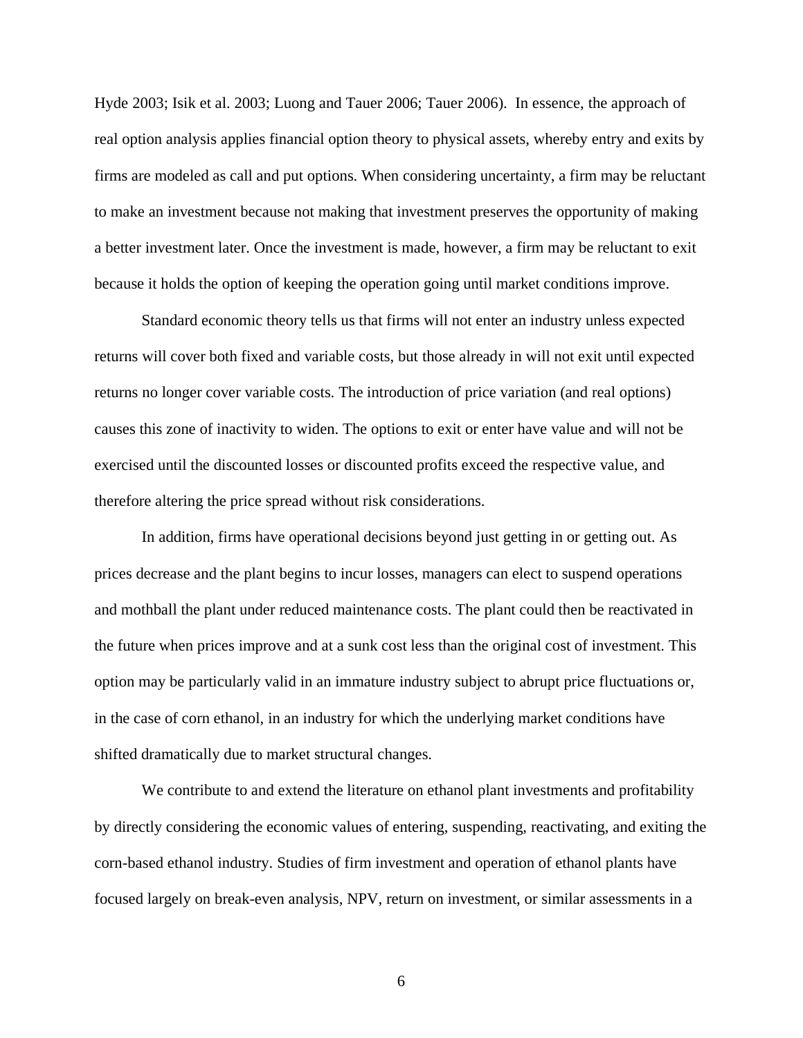Hyde 2003; Isik et al. 2003; Luong and Tauer 2006; Tauer 2006). In essence, the approach of real option analysis applies financial option theory to physical assets, whereby entry and exits by firms are modeled as call and put options. When considering uncertainty, a firm may be reluctant to make an investment because not making that investment preserves the opportunity of making a better investment later. Once the investment is made, however, a firm may be reluctant to exit because it holds the option of keeping the operation going until market conditions improve.

Standard economic theory tells us that firms will not enter an industry unless expected returns will cover both fixed and variable costs, but those already in will not exit until expected returns no longer cover variable costs. The introduction of price variation (and real options) causes this zone of inactivity to widen. The options to exit or enter have value and will not be exercised until the discounted losses or discounted profits exceed the respective value, and therefore altering the price spread without risk considerations.

In addition, firms have operational decisions beyond just getting in or getting out. As prices decrease and the plant begins to incur losses, managers can elect to suspend operations and mothball the plant under reduced maintenance costs. The plant could then be reactivated in the future when prices improve and at a sunk cost less than the original cost of investment. This option may be particularly valid in an immature industry subject to abrupt price fluctuations or, in the case of corn ethanol, in an industry for which the underlying market conditions have shifted dramatically due to market structural changes.

We contribute to and extend the literature on ethanol plant investments and profitability by directly considering the economic values of entering, suspending, reactivating, and exiting the corn-based ethanol industry. Studies of firm investment and operation of ethanol plants have focused largely on break-even analysis, NPV, return on investment, or similar assessments in a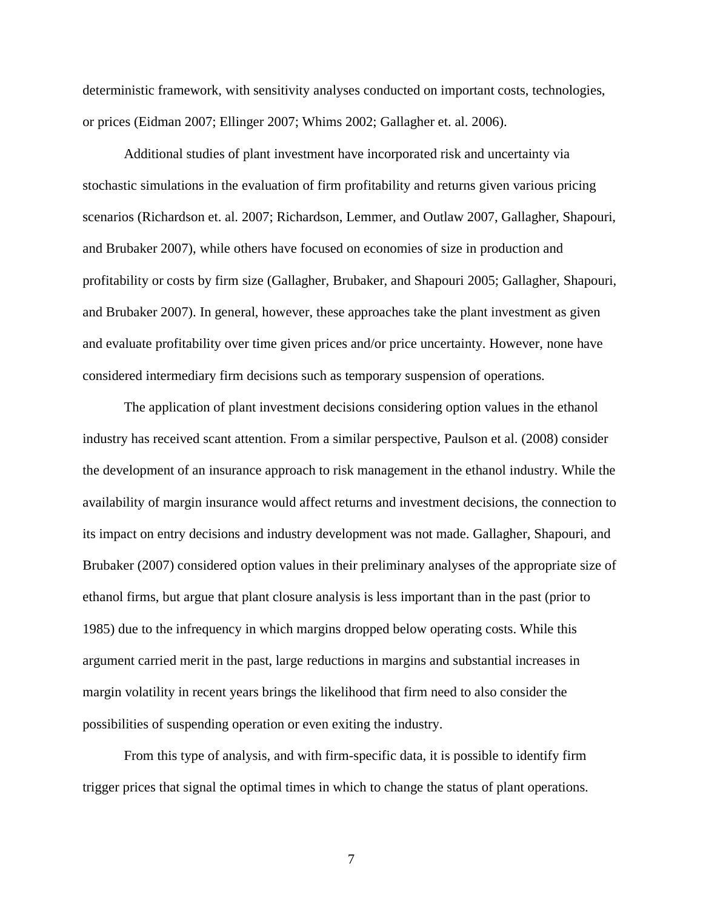deterministic framework, with sensitivity analyses conducted on important costs, technologies, or prices (Eidman 2007; Ellinger 2007; Whims 2002; Gallagher et. al. 2006).

Additional studies of plant investment have incorporated risk and uncertainty via stochastic simulations in the evaluation of firm profitability and returns given various pricing scenarios (Richardson et. al. 2007; Richardson, Lemmer, and Outlaw 2007, Gallagher, Shapouri, and Brubaker 2007), while others have focused on economies of size in production and profitability or costs by firm size (Gallagher, Brubaker, and Shapouri 2005; Gallagher, Shapouri, and Brubaker 2007). In general, however, these approaches take the plant investment as given and evaluate profitability over time given prices and/or price uncertainty. However, none have considered intermediary firm decisions such as temporary suspension of operations.

The application of plant investment decisions considering option values in the ethanol industry has received scant attention. From a similar perspective, Paulson et al. (2008) consider the development of an insurance approach to risk management in the ethanol industry. While the availability of margin insurance would affect returns and investment decisions, the connection to its impact on entry decisions and industry development was not made. Gallagher, Shapouri, and Brubaker (2007) considered option values in their preliminary analyses of the appropriate size of ethanol firms, but argue that plant closure analysis is less important than in the past (prior to 1985) due to the infrequency in which margins dropped below operating costs. While this argument carried merit in the past, large reductions in margins and substantial increases in margin volatility in recent years brings the likelihood that firm need to also consider the possibilities of suspending operation or even exiting the industry.

From this type of analysis, and with firm-specific data, it is possible to identify firm trigger prices that signal the optimal times in which to change the status of plant operations.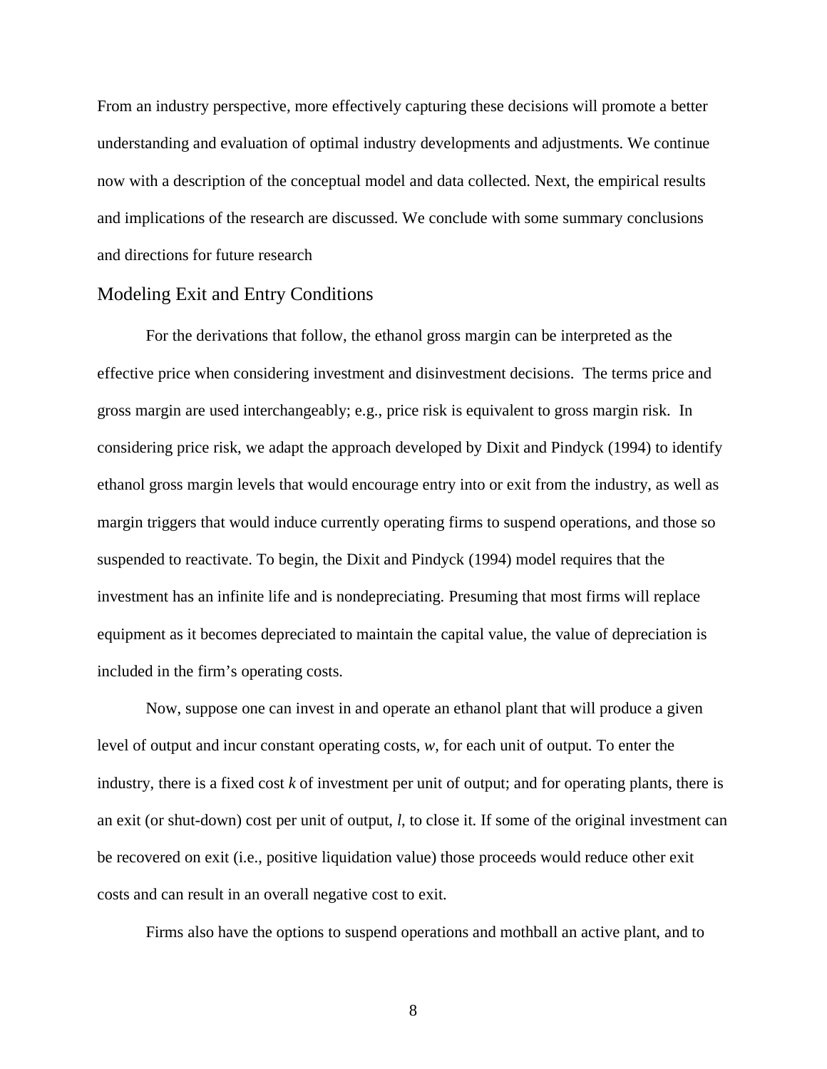From an industry perspective, more effectively capturing these decisions will promote a better understanding and evaluation of optimal industry developments and adjustments. We continue now with a description of the conceptual model and data collected. Next, the empirical results and implications of the research are discussed. We conclude with some summary conclusions and directions for future research

## Modeling Exit and Entry Conditions

For the derivations that follow, the ethanol gross margin can be interpreted as the effective price when considering investment and disinvestment decisions. The terms price and gross margin are used interchangeably; e.g., price risk is equivalent to gross margin risk. In considering price risk, we adapt the approach developed by Dixit and Pindyck (1994) to identify ethanol gross margin levels that would encourage entry into or exit from the industry, as well as margin triggers that would induce currently operating firms to suspend operations, and those so suspended to reactivate. To begin, the Dixit and Pindyck (1994) model requires that the investment has an infinite life and is nondepreciating. Presuming that most firms will replace equipment as it becomes depreciated to maintain the capital value, the value of depreciation is included in the firm's operating costs.

Now, suppose one can invest in and operate an ethanol plant that will produce a given level of output and incur constant operating costs, $w$, for each unit of output. To enter the industry, there is a fixed cost $k$ of investment per unit of output; and for operating plants, there is an exit (or shut-down) cost per unit of output, $l$, to close it. If some of the original investment can be recovered on exit (i.e., positive liquidation value) those proceeds would reduce other exit costs and can result in an overall negative cost to exit.

Firms also have the options to suspend operations and mothball an active plant, and to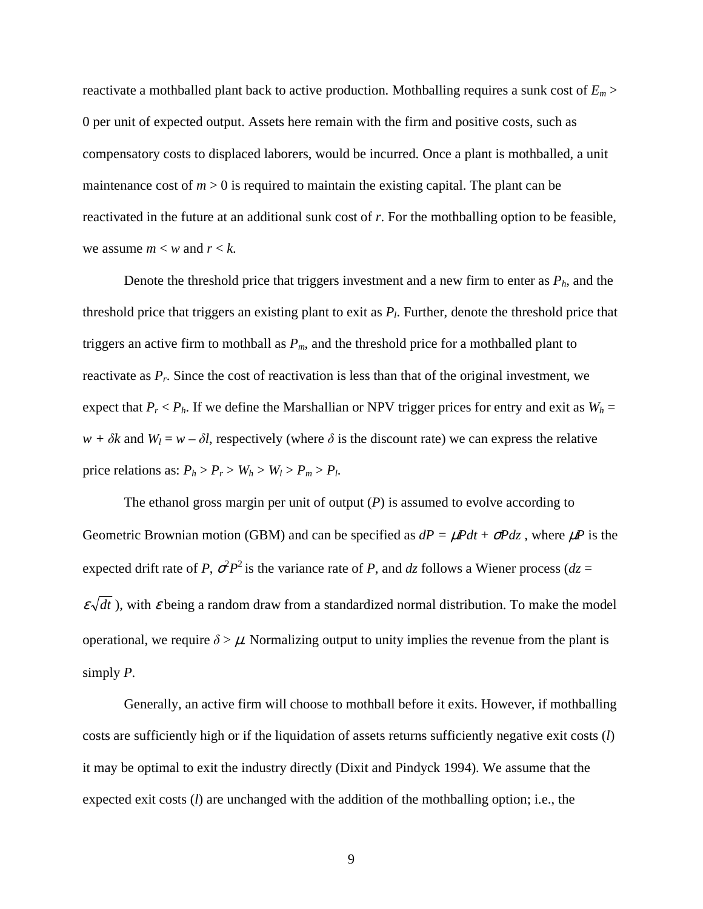reactivate a mothballed plant back to active production. Mothballing requires a sunk cost of $E_m > 0$ per unit of expected output. Assets here remain with the firm and positive costs, such as compensatory costs to displaced laborers, would be incurred. Once a plant is mothballed, a unit maintenance cost of $m > 0$ is required to maintain the existing capital. The plant can be reactivated in the future at an additional sunk cost of $r$. For the mothballing option to be feasible, we assume $m < w$ and $r < k$.

Denote the threshold price that triggers investment and a new firm to enter as $P_h$, and the threshold price that triggers an existing plant to exit as $P_l$. Further, denote the threshold price that triggers an active firm to mothball as $P_m$, and the threshold price for a mothballed plant to reactivate as $P_r$. Since the cost of reactivation is less than that of the original investment, we expect that $P_r < P_h$. If we define the Marshallian or NPV trigger prices for entry and exit as $W_h = w + \delta k$ and $W_l = w - \delta l$, respectively (where $\delta$ is the discount rate) we can express the relative price relations as: $P_h > P_r > W_h > W_l > P_m > P_l$.

The ethanol gross margin per unit of output ($P$) is assumed to evolve according to Geometric Brownian motion (GBM) and can be specified as $dP = \mu P dt + \sigma P dz$ , where $\mu P$ is the expected drift rate of $P$, $\sigma^2 P^2$ is the variance rate of $P$, and $dz$ follows a Wiener process ($dz = \varepsilon\sqrt{dt}$ ), with $\varepsilon$ being a random draw from a standardized normal distribution. To make the model operational, we require $\delta > \mu$. Normalizing output to unity implies the revenue from the plant is simply $P$.

Generally, an active firm will choose to mothball before it exits. However, if mothballing costs are sufficiently high or if the liquidation of assets returns sufficiently negative exit costs ($l$) it may be optimal to exit the industry directly (Dixit and Pindyck 1994). We assume that the expected exit costs ($l$) are unchanged with the addition of the mothballing option; i.e., the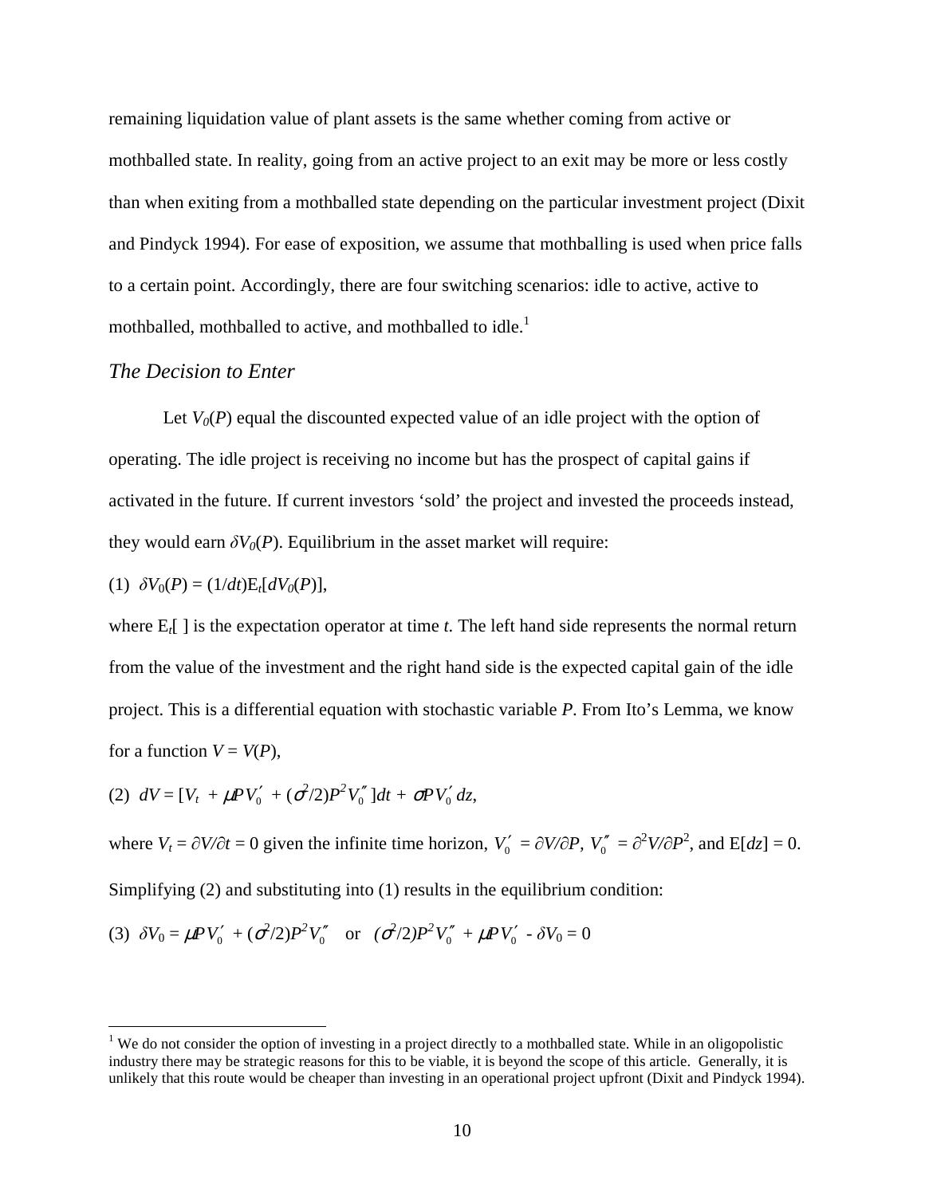remaining liquidation value of plant assets is the same whether coming from active or mothballed state. In reality, going from an active project to an exit may be more or less costly than when exiting from a mothballed state depending on the particular investment project (Dixit and Pindyck 1994). For ease of exposition, we assume that mothballing is used when price falls to a certain point. Accordingly, there are four switching scenarios: idle to active, active to mothballed, mothballed to active, and mothballed to idle.[1]

### *The Decision to Enter*

Let $V_0(P)$ equal the discounted expected value of an idle project with the option of operating. The idle project is receiving no income but has the prospect of capital gains if activated in the future. If current investors 'sold' the project and invested the proceeds instead, they would earn $\delta V_0(P)$. Equilibrium in the asset market will require:

(1) $\delta V_0(P) = (1/dt)\mathrm{E}_t[dV_0(P)]$,

where $\mathrm{E}_t[\ ]$ is the expectation operator at time $t$. The left hand side represents the normal return from the value of the investment and the right hand side is the expected capital gain of the idle project. This is a differential equation with stochastic variable $P$. From Ito's Lemma, we know for a function $V = V(P)$,

(2) $dV = [V_t + \mu P V_0' + (\sigma^2/2)P^2 V_0'']dt + \sigma P V_0'\, dz$,

where $V_t = \partial V/\partial t = 0$ given the infinite time horizon, $V_0' = \partial V/\partial P$, $V_0'' = \partial^2 V/\partial P^2$, and $\mathrm{E}[dz] = 0$. Simplifying (2) and substituting into (1) results in the equilibrium condition:

(3) $\delta V_0 = \mu P V_0' + (\sigma^2/2)P^2 V_0''$ or $(\sigma^2/2)P^2 V_0'' + \mu P V_0' - \delta V_0 = 0$

[1] We do not consider the option of investing in a project directly to a mothballed state. While in an oligopolistic industry there may be strategic reasons for this to be viable, it is beyond the scope of this article. Generally, it is unlikely that this route would be cheaper than investing in an operational project upfront (Dixit and Pindyck 1994).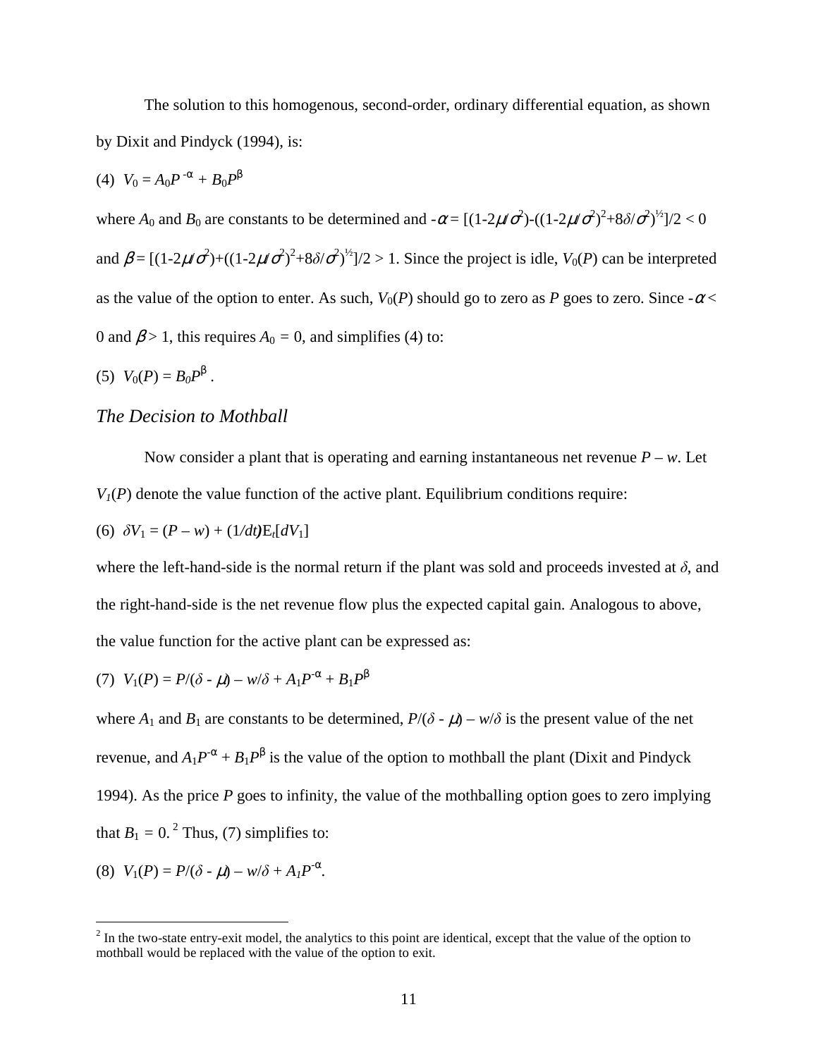The solution to this homogenous, second-order, ordinary differential equation, as shown by Dixit and Pindyck (1994), is:

(4) $V_0 = A_0 P^{-\alpha} + B_0 P^{\beta}$

where $A_0$ and $B_0$ are constants to be determined and $-\alpha = [(1-2\mu/\sigma^2)-((1-2\mu/\sigma^2)^2+8\delta/\sigma^2)^{½}]/2 < 0$ and $\beta = [(1-2\mu/\sigma^2)+((1-2\mu/\sigma^2)^2+8\delta/\sigma^2)^{½}]/2 > 1$. Since the project is idle, $V_0(P)$ can be interpreted as the value of the option to enter. As such, $V_0(P)$ should go to zero as $P$ goes to zero. Since $-\alpha < 0$ and $\beta > 1$, this requires $A_0 = 0$, and simplifies (4) to:

(5) $V_0(P) = B_0 P^{\beta}$ .

### *The Decision to Mothball*

Now consider a plant that is operating and earning instantaneous net revenue $P - w$. Let $V_1(P)$ denote the value function of the active plant. Equilibrium conditions require:

(6) $\delta V_1 = (P - w) + (1/dt)E_t[dV_1]$

where the left-hand-side is the normal return if the plant was sold and proceeds invested at $\delta$, and the right-hand-side is the net revenue flow plus the expected capital gain. Analogous to above, the value function for the active plant can be expressed as:

(7) $V_1(P) = P/(\delta - \mu) - w/\delta + A_1 P^{-\alpha} + B_1 P^{\beta}$

where $A_1$ and $B_1$ are constants to be determined, $P/(\delta - \mu) - w/\delta$ is the present value of the net revenue, and $A_1 P^{-\alpha} + B_1 P^{\beta}$ is the value of the option to mothball the plant (Dixit and Pindyck 1994). As the price $P$ goes to infinity, the value of the mothballing option goes to zero implying that $B_1 = 0$.[2] Thus, (7) simplifies to:

(8) $V_1(P) = P/(\delta - \mu) - w/\delta + A_1 P^{-\alpha}$.

[2] In the two-state entry-exit model, the analytics to this point are identical, except that the value of the option to mothball would be replaced with the value of the option to exit.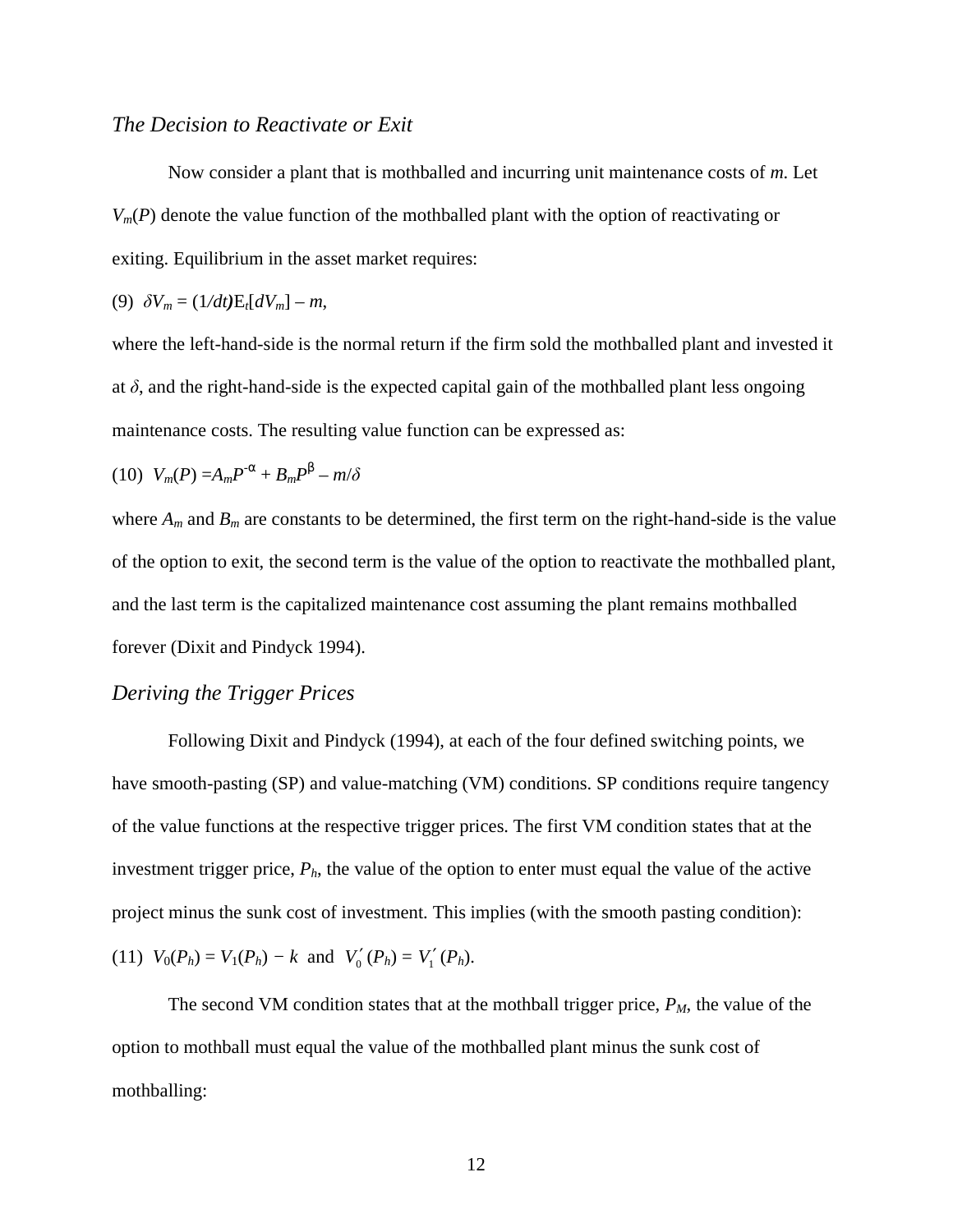### *The Decision to Reactivate or Exit*

Now consider a plant that is mothballed and incurring unit maintenance costs of $m$. Let $V_m(P)$ denote the value function of the mothballed plant with the option of reactivating or exiting. Equilibrium in the asset market requires:

$$(9)\quad \delta V_m = (1/dt)E_t[dV_m] - m,$$

where the left-hand-side is the normal return if the firm sold the mothballed plant and invested it at $\delta$, and the right-hand-side is the expected capital gain of the mothballed plant less ongoing maintenance costs. The resulting value function can be expressed as:

$$(10)\quad V_m(P) = A_m P^{-\alpha} + B_m P^{\beta} - m/\delta$$

where $A_m$ and $B_m$ are constants to be determined, the first term on the right-hand-side is the value of the option to exit, the second term is the value of the option to reactivate the mothballed plant, and the last term is the capitalized maintenance cost assuming the plant remains mothballed forever (Dixit and Pindyck 1994).

### *Deriving the Trigger Prices*

Following Dixit and Pindyck (1994), at each of the four defined switching points, we have smooth-pasting (SP) and value-matching (VM) conditions. SP conditions require tangency of the value functions at the respective trigger prices. The first VM condition states that at the investment trigger price, $P_h$, the value of the option to enter must equal the value of the active project minus the sunk cost of investment. This implies (with the smooth pasting condition):

$$(11)\quad V_0(P_h) = V_1(P_h) - k \text{ and } V_0'(P_h) = V_1'(P_h).$$

The second VM condition states that at the mothball trigger price, $P_M$, the value of the option to mothball must equal the value of the mothballed plant minus the sunk cost of mothballing: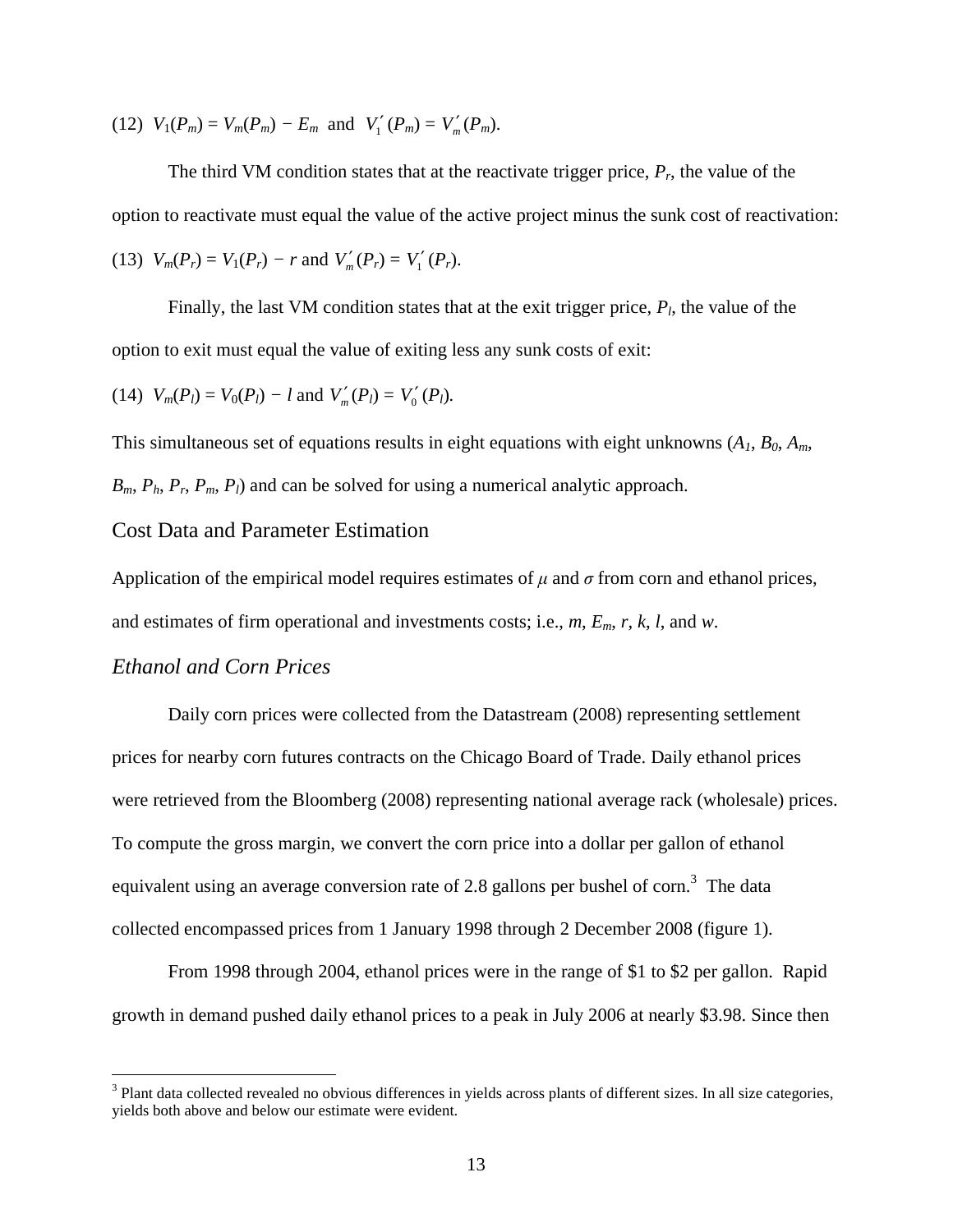(12) $V_1(P_m) = V_m(P_m) - E_m$ and $V_1'(P_m) = V_m'(P_m)$.

The third VM condition states that at the reactivate trigger price, $P_r$, the value of the option to reactivate must equal the value of the active project minus the sunk cost of reactivation:

(13) $V_m(P_r) = V_1(P_r) - r$ and $V_m'(P_r) = V_1'(P_r)$.

Finally, the last VM condition states that at the exit trigger price, $P_l$, the value of the option to exit must equal the value of exiting less any sunk costs of exit:

(14) $V_m(P_l) = V_0(P_l) - l$ and $V_m'(P_l) = V_0'(P_l)$.

This simultaneous set of equations results in eight equations with eight unknowns ($A_1$, $B_0$, $A_m$, $B_m$, $P_h$, $P_r$, $P_m$, $P_l$) and can be solved for using a numerical analytic approach.

## Cost Data and Parameter Estimation

Application of the empirical model requires estimates of $\mu$ and $\sigma$ from corn and ethanol prices, and estimates of firm operational and investments costs; i.e., $m$, $E_m$, $r$, $k$, $l$, and $w$.

### *Ethanol and Corn Prices*

Daily corn prices were collected from the Datastream (2008) representing settlement prices for nearby corn futures contracts on the Chicago Board of Trade. Daily ethanol prices were retrieved from the Bloomberg (2008) representing national average rack (wholesale) prices. To compute the gross margin, we convert the corn price into a dollar per gallon of ethanol equivalent using an average conversion rate of 2.8 gallons per bushel of corn.[3] The data collected encompassed prices from 1 January 1998 through 2 December 2008 (figure 1).

From 1998 through 2004, ethanol prices were in the range of \$1 to \$2 per gallon. Rapid growth in demand pushed daily ethanol prices to a peak in July 2006 at nearly \$3.98. Since then

[3] Plant data collected revealed no obvious differences in yields across plants of different sizes. In all size categories, yields both above and below our estimate were evident.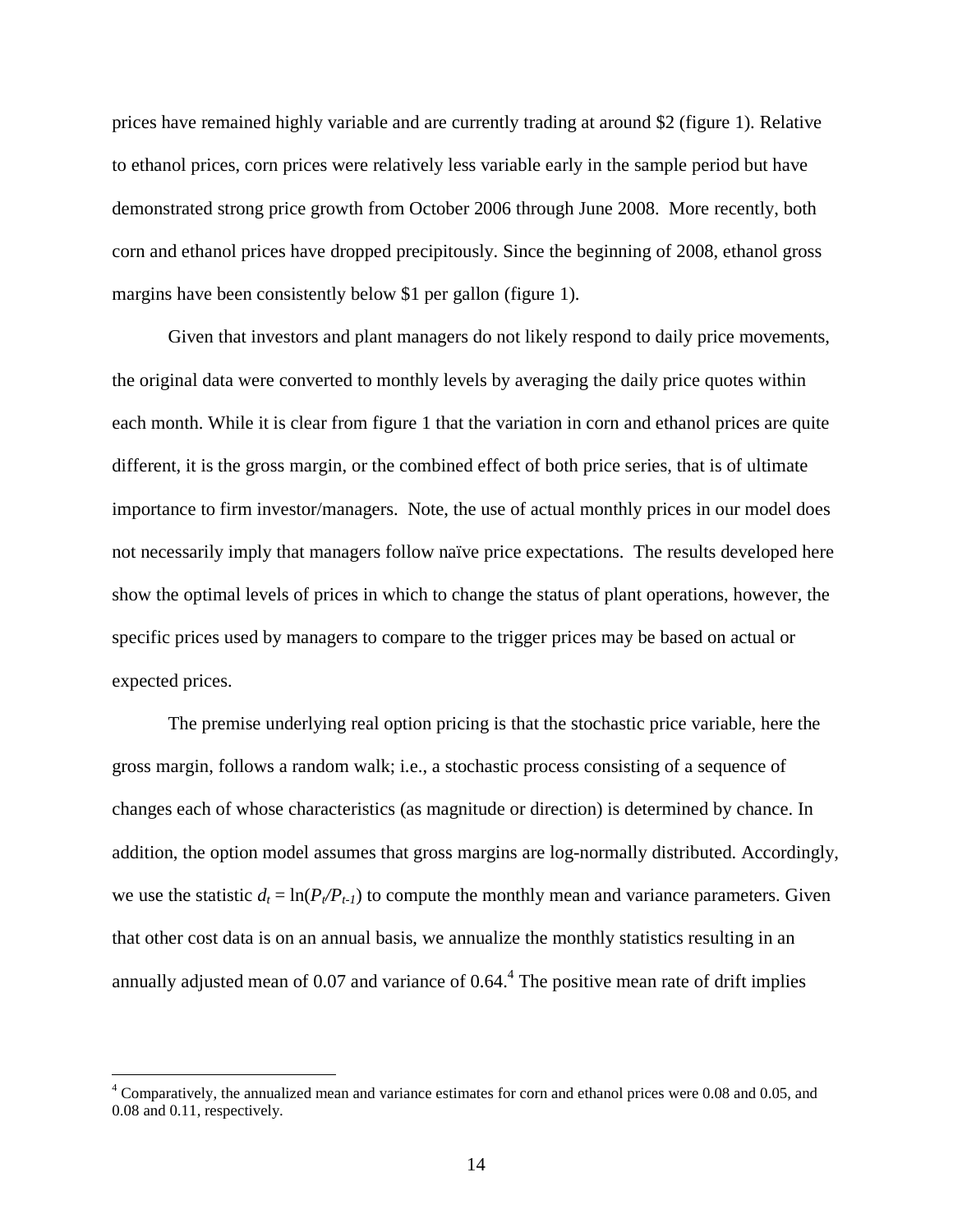prices have remained highly variable and are currently trading at around $2 (figure 1). Relative to ethanol prices, corn prices were relatively less variable early in the sample period but have demonstrated strong price growth from October 2006 through June 2008. More recently, both corn and ethanol prices have dropped precipitously. Since the beginning of 2008, ethanol gross margins have been consistently below $1 per gallon (figure 1).

Given that investors and plant managers do not likely respond to daily price movements, the original data were converted to monthly levels by averaging the daily price quotes within each month. While it is clear from figure 1 that the variation in corn and ethanol prices are quite different, it is the gross margin, or the combined effect of both price series, that is of ultimate importance to firm investor/managers. Note, the use of actual monthly prices in our model does not necessarily imply that managers follow naïve price expectations. The results developed here show the optimal levels of prices in which to change the status of plant operations, however, the specific prices used by managers to compare to the trigger prices may be based on actual or expected prices.

The premise underlying real option pricing is that the stochastic price variable, here the gross margin, follows a random walk; i.e., a stochastic process consisting of a sequence of changes each of whose characteristics (as magnitude or direction) is determined by chance. In addition, the option model assumes that gross margins are log-normally distributed. Accordingly, we use the statistic $d_t = \ln(P_t/P_{t-1})$ to compute the monthly mean and variance parameters. Given that other cost data is on an annual basis, we annualize the monthly statistics resulting in an annually adjusted mean of 0.07 and variance of 0.64.[4] The positive mean rate of drift implies

[4] Comparatively, the annualized mean and variance estimates for corn and ethanol prices were 0.08 and 0.05, and 0.08 and 0.11, respectively.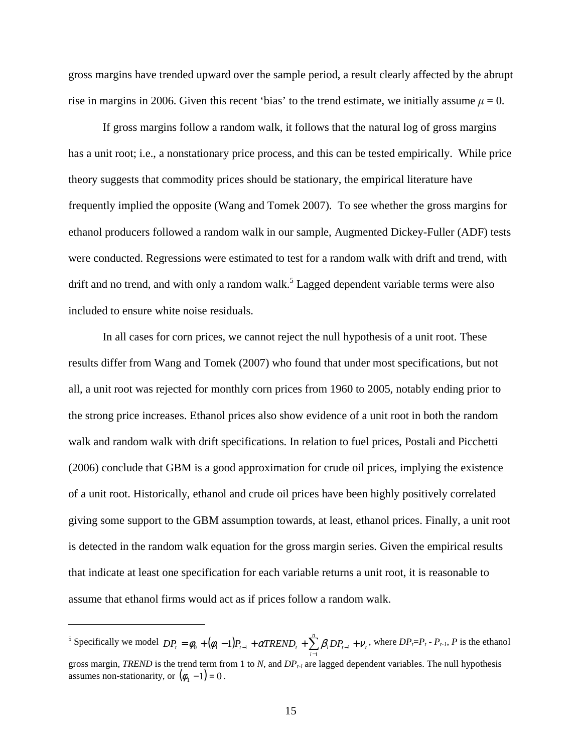gross margins have trended upward over the sample period, a result clearly affected by the abrupt rise in margins in 2006. Given this recent 'bias' to the trend estimate, we initially assume $\mu = 0$.

If gross margins follow a random walk, it follows that the natural log of gross margins has a unit root; i.e., a nonstationary price process, and this can be tested empirically. While price theory suggests that commodity prices should be stationary, the empirical literature have frequently implied the opposite (Wang and Tomek 2007). To see whether the gross margins for ethanol producers followed a random walk in our sample, Augmented Dickey-Fuller (ADF) tests were conducted. Regressions were estimated to test for a random walk with drift and trend, with drift and no trend, and with only a random walk.[5] Lagged dependent variable terms were also included to ensure white noise residuals.

In all cases for corn prices, we cannot reject the null hypothesis of a unit root. These results differ from Wang and Tomek (2007) who found that under most specifications, but not all, a unit root was rejected for monthly corn prices from 1960 to 2005, notably ending prior to the strong price increases. Ethanol prices also show evidence of a unit root in both the random walk and random walk with drift specifications. In relation to fuel prices, Postali and Picchetti (2006) conclude that GBM is a good approximation for crude oil prices, implying the existence of a unit root. Historically, ethanol and crude oil prices have been highly positively correlated giving some support to the GBM assumption towards, at least, ethanol prices. Finally, a unit root is detected in the random walk equation for the gross margin series. Given the empirical results that indicate at least one specification for each variable returns a unit root, it is reasonable to assume that ethanol firms would act as if prices follow a random walk.

---

[5] Specifically we model $DP_t = \phi_0 + (\phi_1 - 1)P_{t-1} + \alpha TREND_t + \sum_{i=1}^{n} \beta_i DP_{t-i} + \nu_t$, where $DP_t = P_t - P_{t-1}$, $P$ is the ethanol gross margin, *TREND* is the trend term from 1 to *N*, and $DP_{t-i}$ are lagged dependent variables. The null hypothesis assumes non-stationarity, or $(\phi_1 - 1) = 0$.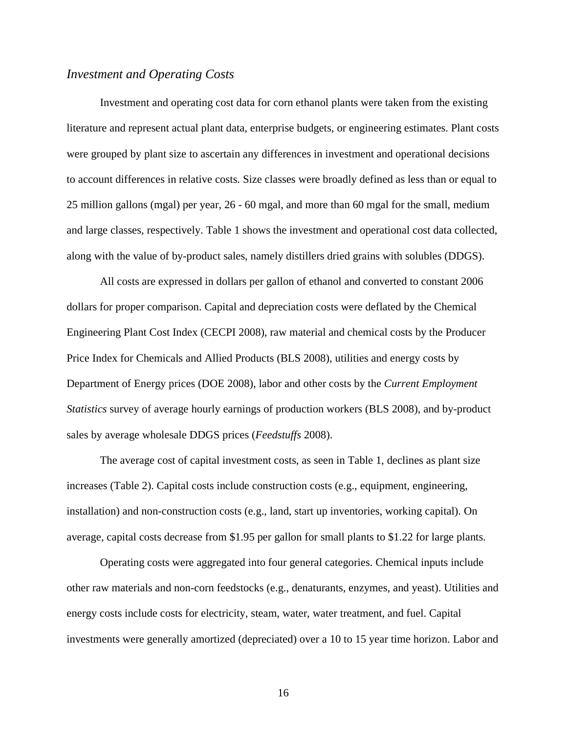### *Investment and Operating Costs*

Investment and operating cost data for corn ethanol plants were taken from the existing literature and represent actual plant data, enterprise budgets, or engineering estimates. Plant costs were grouped by plant size to ascertain any differences in investment and operational decisions to account differences in relative costs. Size classes were broadly defined as less than or equal to 25 million gallons (mgal) per year, 26 - 60 mgal, and more than 60 mgal for the small, medium and large classes, respectively. Table 1 shows the investment and operational cost data collected, along with the value of by-product sales, namely distillers dried grains with solubles (DDGS).

All costs are expressed in dollars per gallon of ethanol and converted to constant 2006 dollars for proper comparison. Capital and depreciation costs were deflated by the Chemical Engineering Plant Cost Index (CECPI 2008), raw material and chemical costs by the Producer Price Index for Chemicals and Allied Products (BLS 2008), utilities and energy costs by Department of Energy prices (DOE 2008), labor and other costs by the *Current Employment Statistics* survey of average hourly earnings of production workers (BLS 2008), and by-product sales by average wholesale DDGS prices (*Feedstuffs* 2008).

The average cost of capital investment costs, as seen in Table 1, declines as plant size increases (Table 2). Capital costs include construction costs (e.g., equipment, engineering, installation) and non-construction costs (e.g., land, start up inventories, working capital). On average, capital costs decrease from $1.95 per gallon for small plants to $1.22 for large plants.

Operating costs were aggregated into four general categories. Chemical inputs include other raw materials and non-corn feedstocks (e.g., denaturants, enzymes, and yeast). Utilities and energy costs include costs for electricity, steam, water, water treatment, and fuel. Capital investments were generally amortized (depreciated) over a 10 to 15 year time horizon. Labor and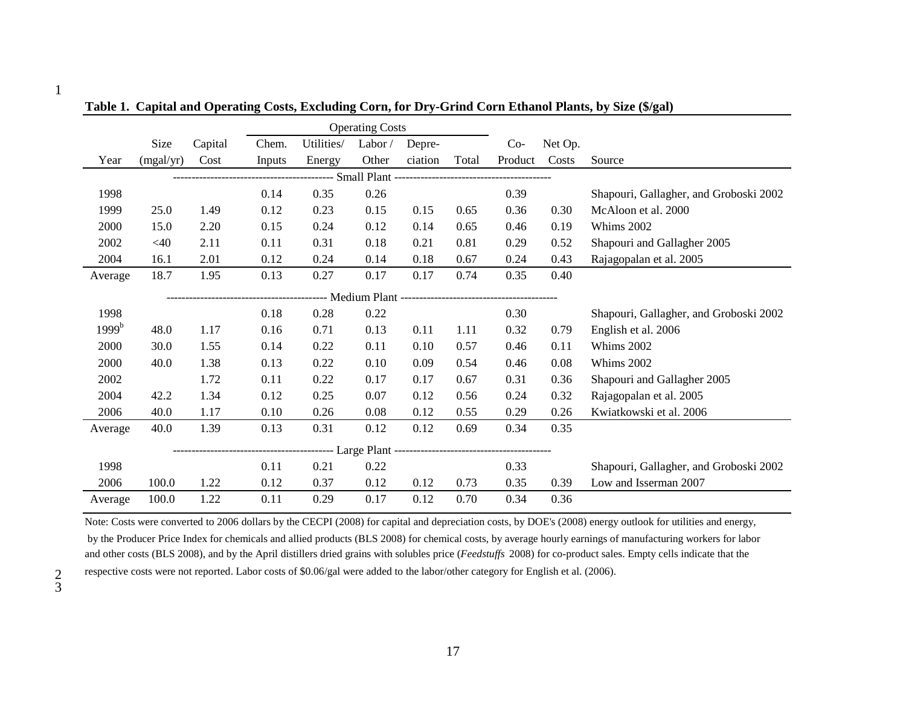**Table 1. Capital and Operating Costs, Excluding Corn, for Dry-Grind Corn Ethanol Plants, by Size ($/gal)**

| Year | Size (mgal/yr) | Capital Cost | Operating Costs: Chem. Inputs | Utilities/ Energy | Labor / Other | Depre- ciation | Total | Co- Product | Net Op. Costs | Source |
|---|---|---|---|---|---|---|---|---|---|---|
| | | | | | **Small Plant** | | | | | |
| 1998 | | | 0.14 | 0.35 | 0.26 | | | 0.39 | | Shapouri, Gallagher, and Groboski 2002 |
| 1999 | 25.0 | 1.49 | 0.12 | 0.23 | 0.15 | 0.15 | 0.65 | 0.36 | 0.30 | McAloon et al. 2000 |
| 2000 | 15.0 | 2.20 | 0.15 | 0.24 | 0.12 | 0.14 | 0.65 | 0.46 | 0.19 | Whims 2002 |
| 2002 | <40 | 2.11 | 0.11 | 0.31 | 0.18 | 0.21 | 0.81 | 0.29 | 0.52 | Shapouri and Gallagher 2005 |
| 2004 | 16.1 | 2.01 | 0.12 | 0.24 | 0.14 | 0.18 | 0.67 | 0.24 | 0.43 | Rajagopalan et al. 2005 |
| Average | 18.7 | 1.95 | 0.13 | 0.27 | 0.17 | 0.17 | 0.74 | 0.35 | 0.40 | |
| | | | | | **Medium Plant** | | | | | |
| 1998 | | | 0.18 | 0.28 | 0.22 | | | 0.30 | | Shapouri, Gallagher, and Groboski 2002 |
| 1999[b] | 48.0 | 1.17 | 0.16 | 0.71 | 0.13 | 0.11 | 1.11 | 0.32 | 0.79 | English et al. 2006 |
| 2000 | 30.0 | 1.55 | 0.14 | 0.22 | 0.11 | 0.10 | 0.57 | 0.46 | 0.11 | Whims 2002 |
| 2000 | 40.0 | 1.38 | 0.13 | 0.22 | 0.10 | 0.09 | 0.54 | 0.46 | 0.08 | Whims 2002 |
| 2002 | | 1.72 | 0.11 | 0.22 | 0.17 | 0.17 | 0.67 | 0.31 | 0.36 | Shapouri and Gallagher 2005 |
| 2004 | 42.2 | 1.34 | 0.12 | 0.25 | 0.07 | 0.12 | 0.56 | 0.24 | 0.32 | Rajagopalan et al. 2005 |
| 2006 | 40.0 | 1.17 | 0.10 | 0.26 | 0.08 | 0.12 | 0.55 | 0.29 | 0.26 | Kwiatkowski et al. 2006 |
| Average | 40.0 | 1.39 | 0.13 | 0.31 | 0.12 | 0.12 | 0.69 | 0.34 | 0.35 | |
| | | | | | **Large Plant** | | | | | |
| 1998 | | | 0.11 | 0.21 | 0.22 | | | 0.33 | | Shapouri, Gallagher, and Groboski 2002 |
| 2006 | 100.0 | 1.22 | 0.12 | 0.37 | 0.12 | 0.12 | 0.73 | 0.35 | 0.39 | Low and Isserman 2007 |
| Average | 100.0 | 1.22 | 0.11 | 0.29 | 0.17 | 0.12 | 0.70 | 0.34 | 0.36 | |

Note: Costs were converted to 2006 dollars by the CECPI (2008) for capital and depreciation costs, by DOE's (2008) energy outlook for utilities and energy, by the Producer Price Index for chemicals and allied products (BLS 2008) for chemical costs, by average hourly earnings of manufacturing workers for labor and other costs (BLS 2008), and by the April distillers dried grains with solubles price (*Feedstuffs* 2008) for co-product sales. Empty cells indicate that the respective costs were not reported. Labor costs of $0.06/gal were added to the labor/other category for English et al. (2006).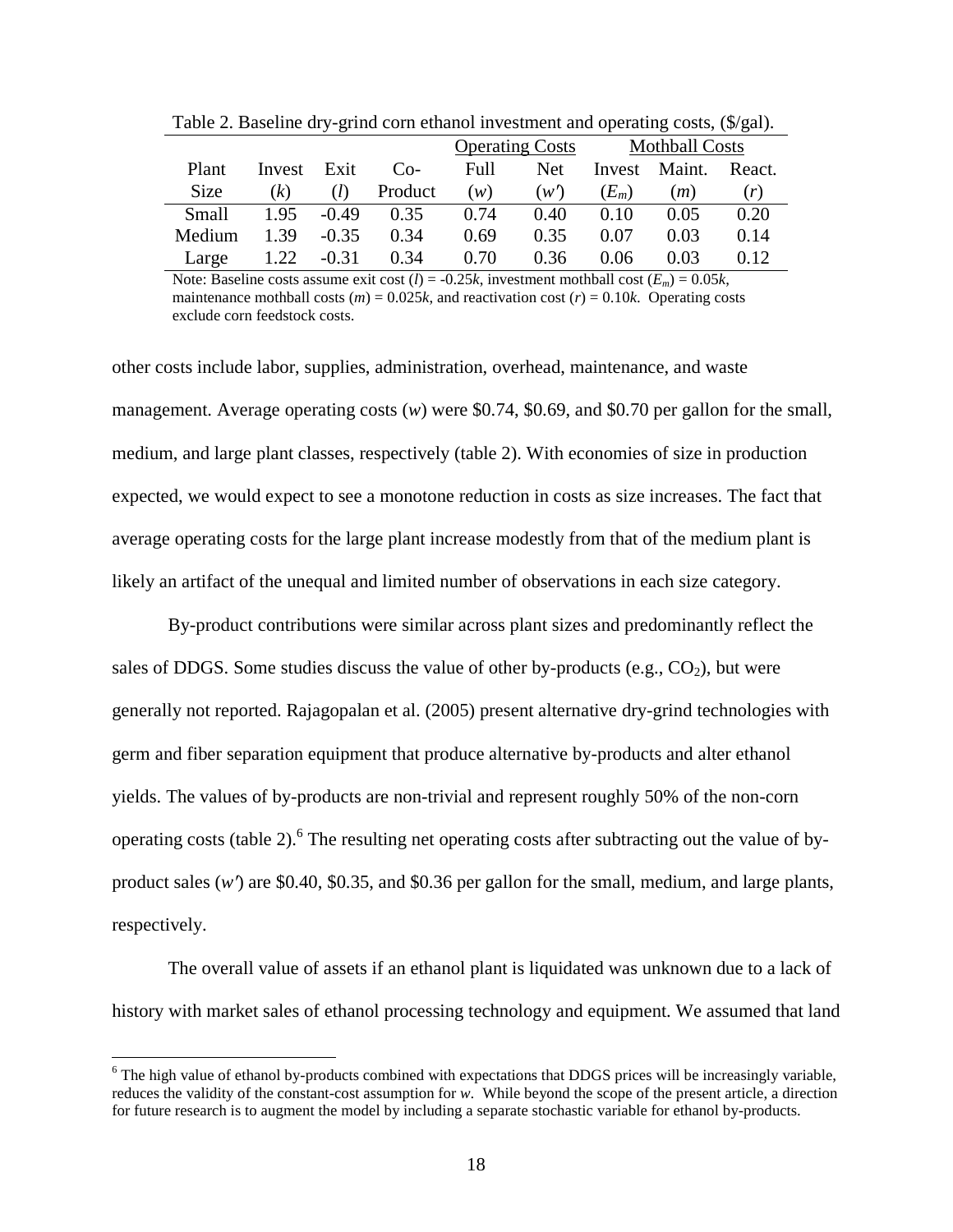Table 2. Baseline dry-grind corn ethanol investment and operating costs, ($/gal).

| Plant Size | Invest ($k$) | Exit ($l$) | Co-Product | Operating Costs: Full ($w$) | Operating Costs: Net ($w'$) | Mothball Costs: Invest ($E_m$) | Mothball Costs: Maint. ($m$) | Mothball Costs: React. ($r$) |
|---|---|---|---|---|---|---|---|---|
| Small | 1.95 | -0.49 | 0.35 | 0.74 | 0.40 | 0.10 | 0.05 | 0.20 |
| Medium | 1.39 | -0.35 | 0.34 | 0.69 | 0.35 | 0.07 | 0.03 | 0.14 |
| Large | 1.22 | -0.31 | 0.34 | 0.70 | 0.36 | 0.06 | 0.03 | 0.12 |

Note: Baseline costs assume exit cost ($l$) = -0.25$k$, investment mothball cost ($E_m$) = 0.05$k$, maintenance mothball costs ($m$) = 0.025$k$, and reactivation cost ($r$) = 0.10$k$. Operating costs exclude corn feedstock costs.

other costs include labor, supplies, administration, overhead, maintenance, and waste management. Average operating costs ($w$) were \$0.74, \$0.69, and \$0.70 per gallon for the small, medium, and large plant classes, respectively (table 2). With economies of size in production expected, we would expect to see a monotone reduction in costs as size increases. The fact that average operating costs for the large plant increase modestly from that of the medium plant is likely an artifact of the unequal and limited number of observations in each size category.

By-product contributions were similar across plant sizes and predominantly reflect the sales of DDGS. Some studies discuss the value of other by-products (e.g., $CO_2$), but were generally not reported. Rajagopalan et al. (2005) present alternative dry-grind technologies with germ and fiber separation equipment that produce alternative by-products and alter ethanol yields. The values of by-products are non-trivial and represent roughly 50% of the non-corn operating costs (table 2).[6] The resulting net operating costs after subtracting out the value of by-product sales ($w'$) are \$0.40, \$0.35, and \$0.36 per gallon for the small, medium, and large plants, respectively.

The overall value of assets if an ethanol plant is liquidated was unknown due to a lack of history with market sales of ethanol processing technology and equipment. We assumed that land

[6] The high value of ethanol by-products combined with expectations that DDGS prices will be increasingly variable, reduces the validity of the constant-cost assumption for $w$. While beyond the scope of the present article, a direction for future research is to augment the model by including a separate stochastic variable for ethanol by-products.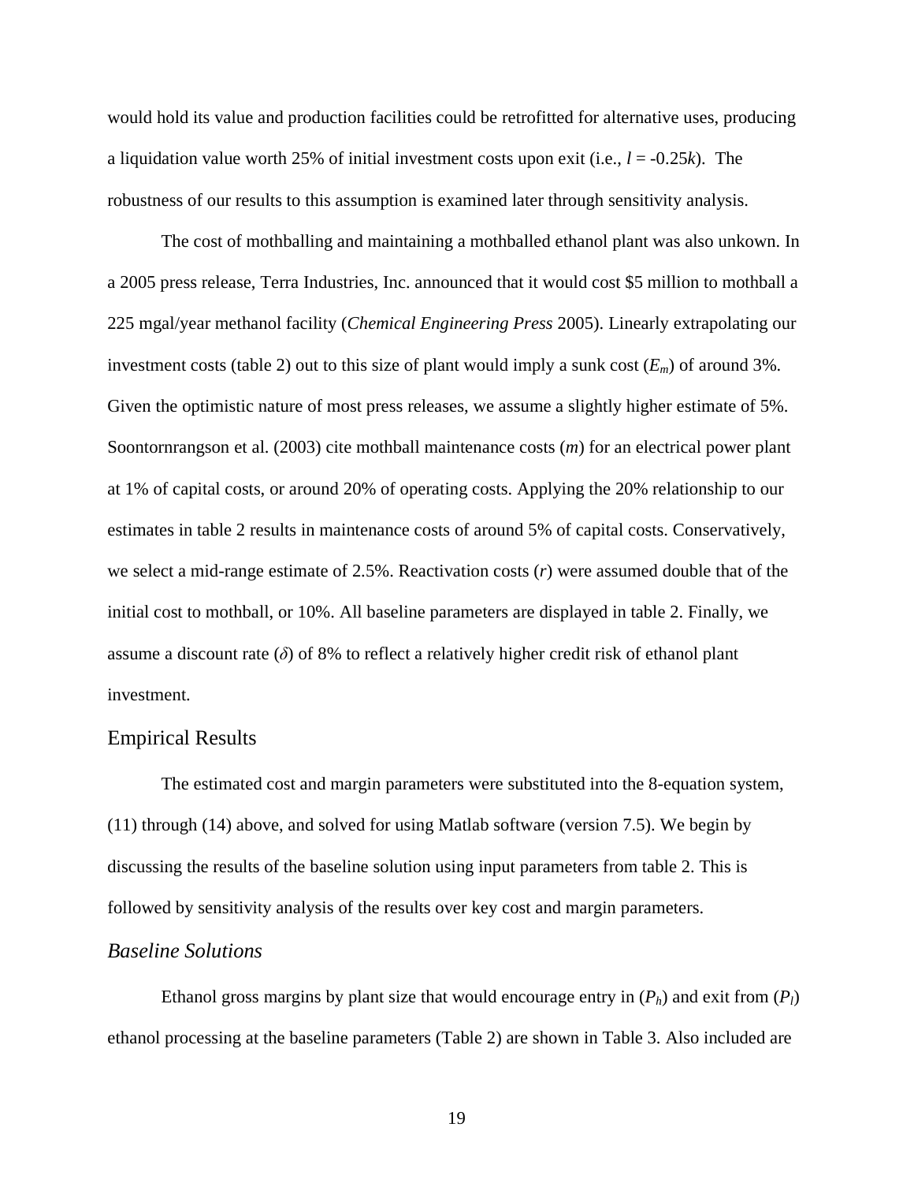would hold its value and production facilities could be retrofitted for alternative uses, producing a liquidation value worth 25% of initial investment costs upon exit (i.e., $l = -0.25k$). The robustness of our results to this assumption is examined later through sensitivity analysis.

The cost of mothballing and maintaining a mothballed ethanol plant was also unkown. In a 2005 press release, Terra Industries, Inc. announced that it would cost $5 million to mothball a 225 mgal/year methanol facility (*Chemical Engineering Press* 2005). Linearly extrapolating our investment costs (table 2) out to this size of plant would imply a sunk cost ($E_m$) of around 3%. Given the optimistic nature of most press releases, we assume a slightly higher estimate of 5%. Soontornrangson et al. (2003) cite mothball maintenance costs ($m$) for an electrical power plant at 1% of capital costs, or around 20% of operating costs. Applying the 20% relationship to our estimates in table 2 results in maintenance costs of around 5% of capital costs. Conservatively, we select a mid-range estimate of 2.5%. Reactivation costs ($r$) were assumed double that of the initial cost to mothball, or 10%. All baseline parameters are displayed in table 2. Finally, we assume a discount rate ($\delta$) of 8% to reflect a relatively higher credit risk of ethanol plant investment.

## Empirical Results

The estimated cost and margin parameters were substituted into the 8-equation system, (11) through (14) above, and solved for using Matlab software (version 7.5). We begin by discussing the results of the baseline solution using input parameters from table 2. This is followed by sensitivity analysis of the results over key cost and margin parameters.

### *Baseline Solutions*

Ethanol gross margins by plant size that would encourage entry in ($P_h$) and exit from ($P_l$) ethanol processing at the baseline parameters (Table 2) are shown in Table 3. Also included are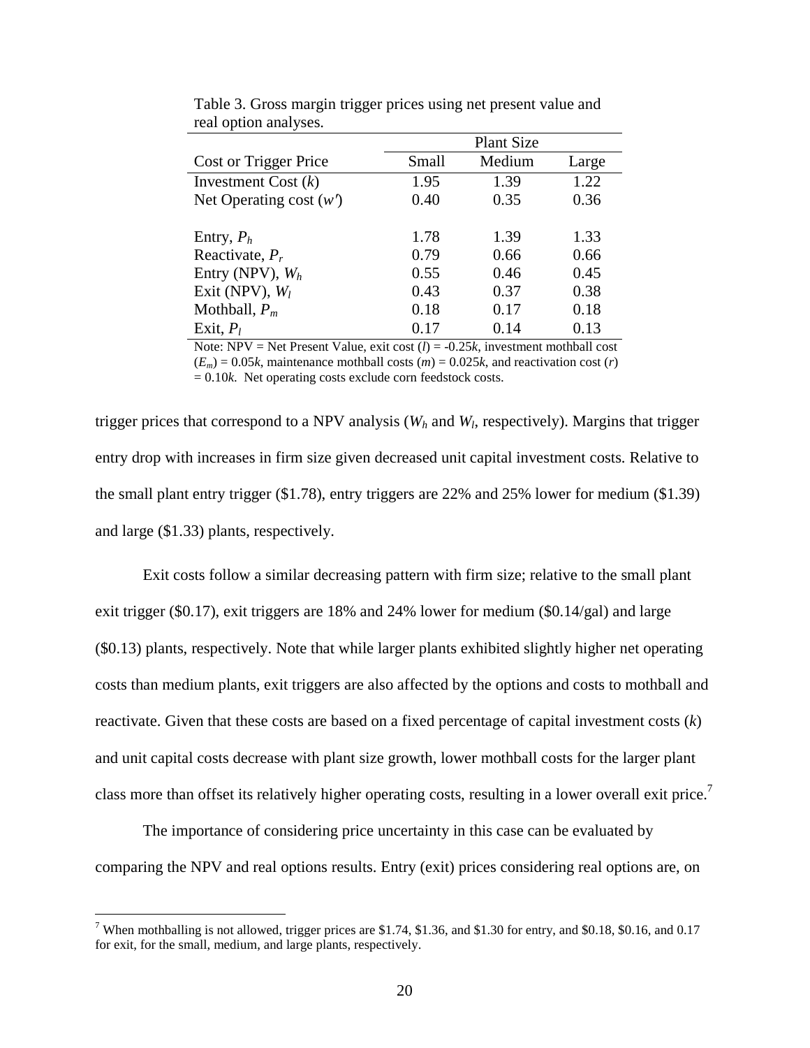Table 3. Gross margin trigger prices using net present value and real option analyses.

| Cost or Trigger Price | Plant Size | | |
|---|---|---|---|
| | Small | Medium | Large |
| Investment Cost ($k$) | 1.95 | 1.39 | 1.22 |
| Net Operating cost ($w'$) | 0.40 | 0.35 | 0.36 |
| | | | |
| Entry, $P_h$ | 1.78 | 1.39 | 1.33 |
| Reactivate, $P_r$ | 0.79 | 0.66 | 0.66 |
| Entry (NPV), $W_h$ | 0.55 | 0.46 | 0.45 |
| Exit (NPV), $W_l$ | 0.43 | 0.37 | 0.38 |
| Mothball, $P_m$ | 0.18 | 0.17 | 0.18 |
| Exit, $P_l$ | 0.17 | 0.14 | 0.13 |

Note: NPV = Net Present Value, exit cost ($l$) = -0.25$k$, investment mothball cost ($E_m$) = 0.05$k$, maintenance mothball costs ($m$) = 0.025$k$, and reactivation cost ($r$) = 0.10$k$. Net operating costs exclude corn feedstock costs.

trigger prices that correspond to a NPV analysis ($W_h$ and $W_l$, respectively). Margins that trigger entry drop with increases in firm size given decreased unit capital investment costs. Relative to the small plant entry trigger (\$1.78), entry triggers are 22% and 25% lower for medium (\$1.39) and large (\$1.33) plants, respectively.

Exit costs follow a similar decreasing pattern with firm size; relative to the small plant exit trigger (\$0.17), exit triggers are 18% and 24% lower for medium (\$0.14/gal) and large (\$0.13) plants, respectively. Note that while larger plants exhibited slightly higher net operating costs than medium plants, exit triggers are also affected by the options and costs to mothball and reactivate. Given that these costs are based on a fixed percentage of capital investment costs ($k$) and unit capital costs decrease with plant size growth, lower mothball costs for the larger plant class more than offset its relatively higher operating costs, resulting in a lower overall exit price.[7]

The importance of considering price uncertainty in this case can be evaluated by comparing the NPV and real options results. Entry (exit) prices considering real options are, on

[7] When mothballing is not allowed, trigger prices are \$1.74, \$1.36, and \$1.30 for entry, and \$0.18, \$0.16, and 0.17 for exit, for the small, medium, and large plants, respectively.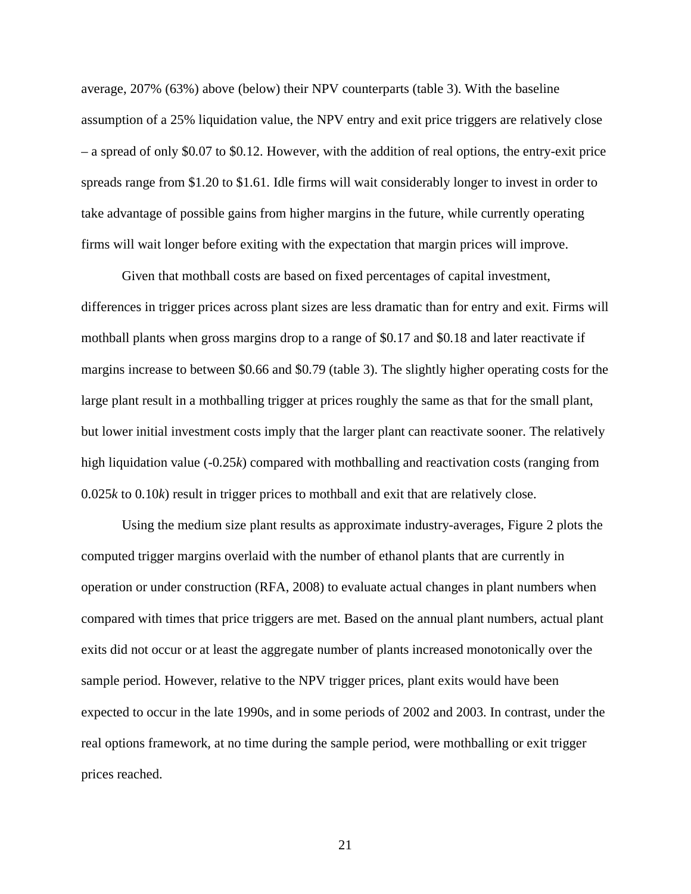average, 207% (63%) above (below) their NPV counterparts (table 3). With the baseline assumption of a 25% liquidation value, the NPV entry and exit price triggers are relatively close – a spread of only \$0.07 to \$0.12. However, with the addition of real options, the entry-exit price spreads range from \$1.20 to \$1.61. Idle firms will wait considerably longer to invest in order to take advantage of possible gains from higher margins in the future, while currently operating firms will wait longer before exiting with the expectation that margin prices will improve.

Given that mothball costs are based on fixed percentages of capital investment, differences in trigger prices across plant sizes are less dramatic than for entry and exit. Firms will mothball plants when gross margins drop to a range of \$0.17 and \$0.18 and later reactivate if margins increase to between \$0.66 and \$0.79 (table 3). The slightly higher operating costs for the large plant result in a mothballing trigger at prices roughly the same as that for the small plant, but lower initial investment costs imply that the larger plant can reactivate sooner. The relatively high liquidation value ($-0.25k$) compared with mothballing and reactivation costs (ranging from $0.025k$ to $0.10k$) result in trigger prices to mothball and exit that are relatively close.

Using the medium size plant results as approximate industry-averages, Figure 2 plots the computed trigger margins overlaid with the number of ethanol plants that are currently in operation or under construction (RFA, 2008) to evaluate actual changes in plant numbers when compared with times that price triggers are met. Based on the annual plant numbers, actual plant exits did not occur or at least the aggregate number of plants increased monotonically over the sample period. However, relative to the NPV trigger prices, plant exits would have been expected to occur in the late 1990s, and in some periods of 2002 and 2003. In contrast, under the real options framework, at no time during the sample period, were mothballing or exit trigger prices reached.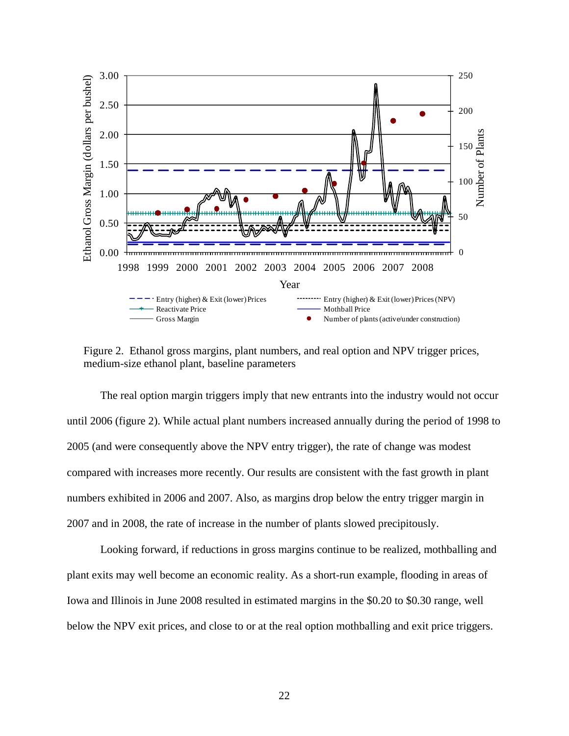Figure 2. Ethanol gross margins, plant numbers, and real option and NPV trigger prices, medium-size ethanol plant, baseline parameters

The real option margin triggers imply that new entrants into the industry would not occur until 2006 (figure 2). While actual plant numbers increased annually during the period of 1998 to 2005 (and were consequently above the NPV entry trigger), the rate of change was modest compared with increases more recently. Our results are consistent with the fast growth in plant numbers exhibited in 2006 and 2007. Also, as margins drop below the entry trigger margin in 2007 and in 2008, the rate of increase in the number of plants slowed precipitously.

Looking forward, if reductions in gross margins continue to be realized, mothballing and plant exits may well become an economic reality. As a short-run example, flooding in areas of Iowa and Illinois in June 2008 resulted in estimated margins in the $0.20 to $0.30 range, well below the NPV exit prices, and close to or at the real option mothballing and exit price triggers.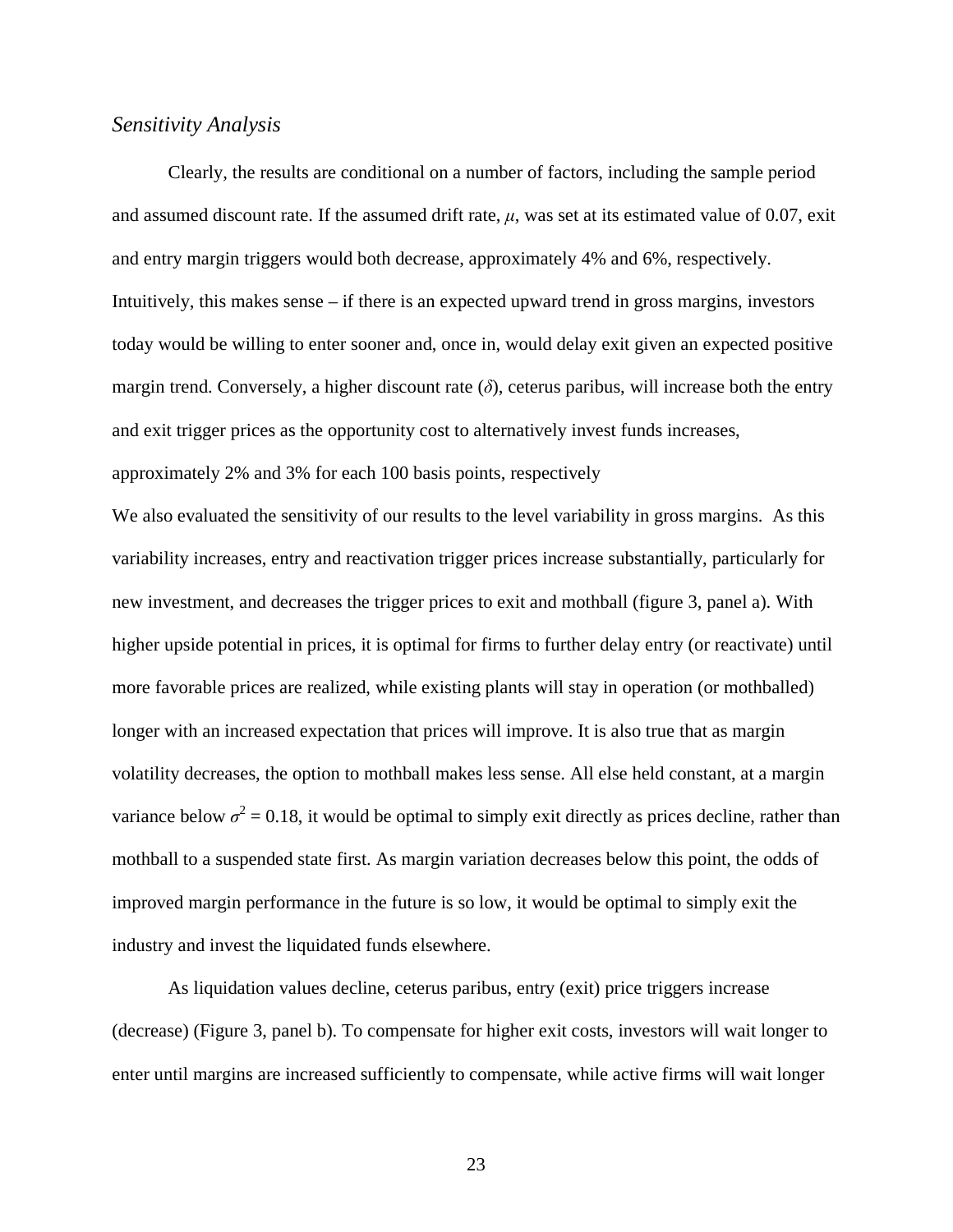### *Sensitivity Analysis*

Clearly, the results are conditional on a number of factors, including the sample period and assumed discount rate. If the assumed drift rate, $\mu$, was set at its estimated value of 0.07, exit and entry margin triggers would both decrease, approximately 4% and 6%, respectively. Intuitively, this makes sense – if there is an expected upward trend in gross margins, investors today would be willing to enter sooner and, once in, would delay exit given an expected positive margin trend. Conversely, a higher discount rate ($\delta$), ceterus paribus, will increase both the entry and exit trigger prices as the opportunity cost to alternatively invest funds increases, approximately 2% and 3% for each 100 basis points, respectively

We also evaluated the sensitivity of our results to the level variability in gross margins. As this variability increases, entry and reactivation trigger prices increase substantially, particularly for new investment, and decreases the trigger prices to exit and mothball (figure 3, panel a). With higher upside potential in prices, it is optimal for firms to further delay entry (or reactivate) until more favorable prices are realized, while existing plants will stay in operation (or mothballed) longer with an increased expectation that prices will improve. It is also true that as margin volatility decreases, the option to mothball makes less sense. All else held constant, at a margin variance below $\sigma^2 = 0.18$, it would be optimal to simply exit directly as prices decline, rather than mothball to a suspended state first. As margin variation decreases below this point, the odds of improved margin performance in the future is so low, it would be optimal to simply exit the industry and invest the liquidated funds elsewhere.

As liquidation values decline, ceterus paribus, entry (exit) price triggers increase (decrease) (Figure 3, panel b). To compensate for higher exit costs, investors will wait longer to enter until margins are increased sufficiently to compensate, while active firms will wait longer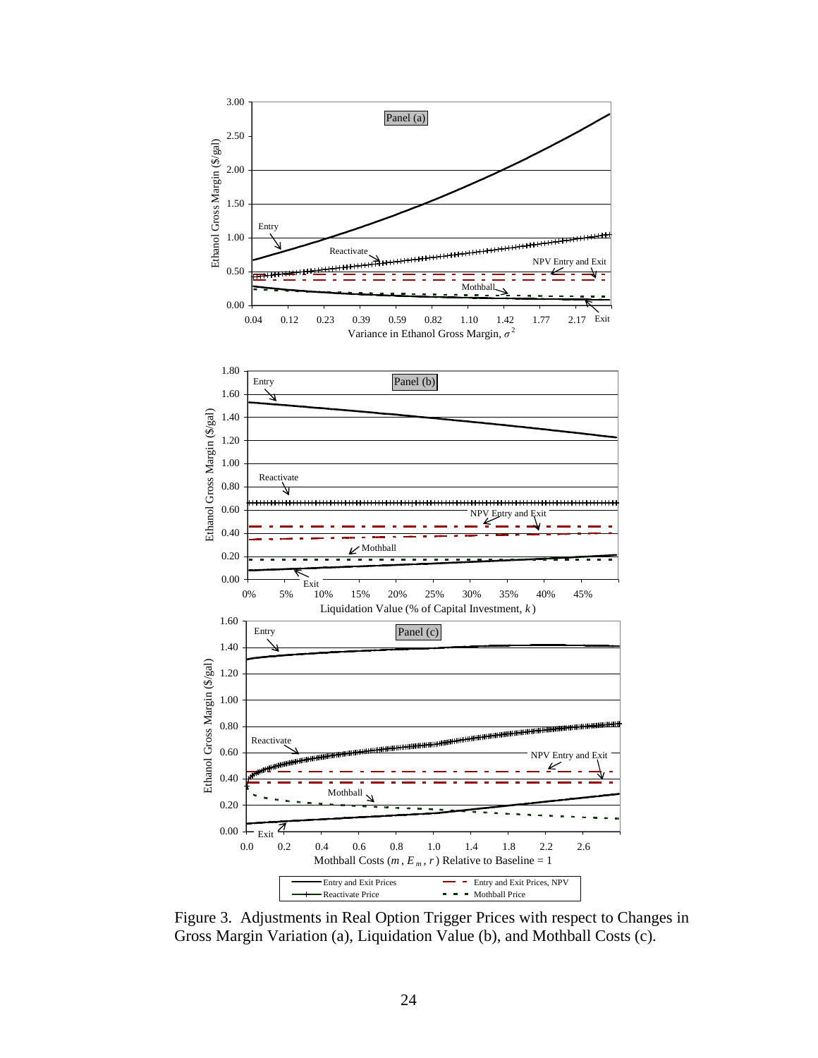Figure 3. Adjustments in Real Option Trigger Prices with respect to Changes in Gross Margin Variation (a), Liquidation Value (b), and Mothball Costs (c).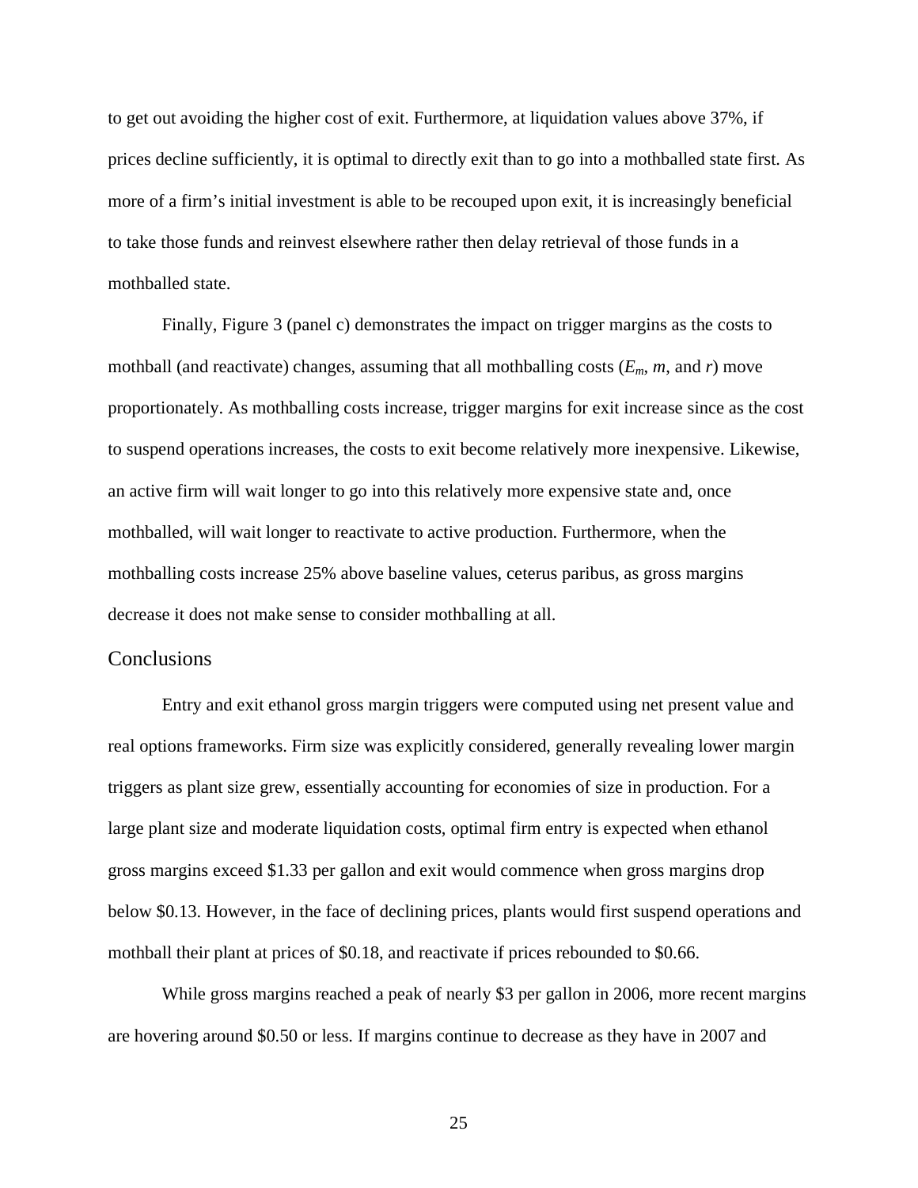to get out avoiding the higher cost of exit. Furthermore, at liquidation values above 37%, if prices decline sufficiently, it is optimal to directly exit than to go into a mothballed state first. As more of a firm's initial investment is able to be recouped upon exit, it is increasingly beneficial to take those funds and reinvest elsewhere rather then delay retrieval of those funds in a mothballed state.

Finally, Figure 3 (panel c) demonstrates the impact on trigger margins as the costs to mothball (and reactivate) changes, assuming that all mothballing costs ($E_m$, $m$, and $r$) move proportionately. As mothballing costs increase, trigger margins for exit increase since as the cost to suspend operations increases, the costs to exit become relatively more inexpensive. Likewise, an active firm will wait longer to go into this relatively more expensive state and, once mothballed, will wait longer to reactivate to active production. Furthermore, when the mothballing costs increase 25% above baseline values, ceterus paribus, as gross margins decrease it does not make sense to consider mothballing at all.

## Conclusions

Entry and exit ethanol gross margin triggers were computed using net present value and real options frameworks. Firm size was explicitly considered, generally revealing lower margin triggers as plant size grew, essentially accounting for economies of size in production. For a large plant size and moderate liquidation costs, optimal firm entry is expected when ethanol gross margins exceed \$1.33 per gallon and exit would commence when gross margins drop below \$0.13. However, in the face of declining prices, plants would first suspend operations and mothball their plant at prices of \$0.18, and reactivate if prices rebounded to \$0.66.

While gross margins reached a peak of nearly \$3 per gallon in 2006, more recent margins are hovering around \$0.50 or less. If margins continue to decrease as they have in 2007 and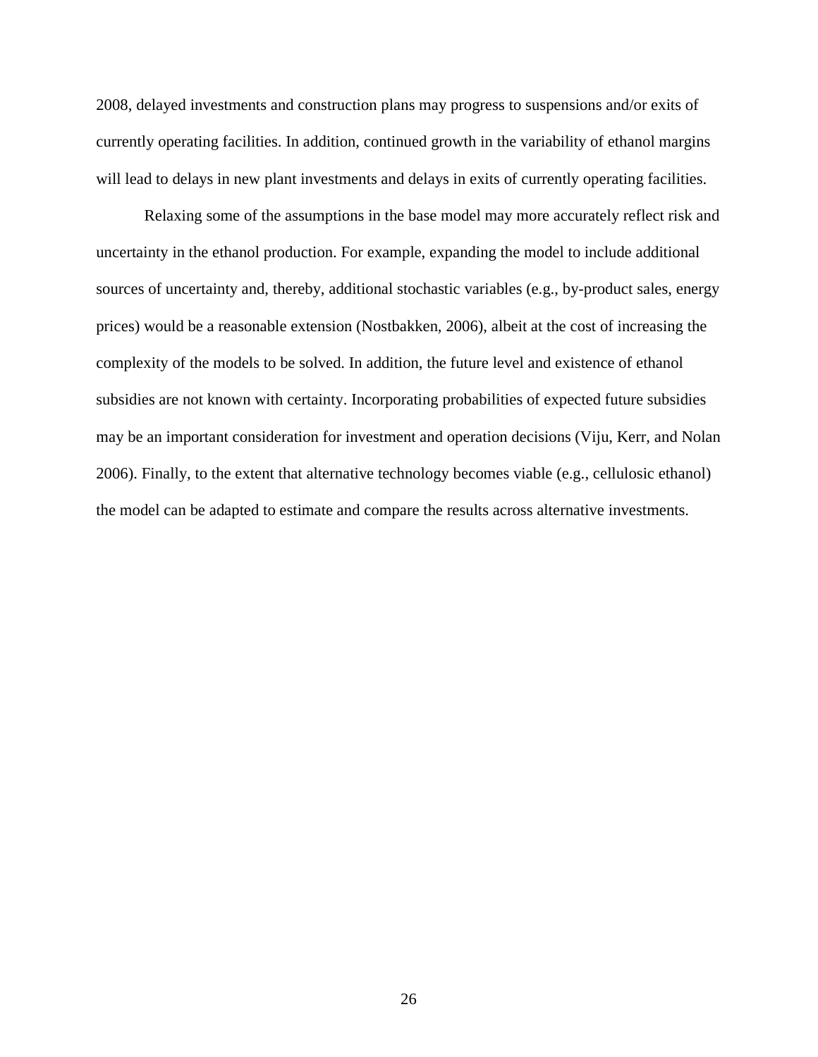2008, delayed investments and construction plans may progress to suspensions and/or exits of currently operating facilities. In addition, continued growth in the variability of ethanol margins will lead to delays in new plant investments and delays in exits of currently operating facilities.

Relaxing some of the assumptions in the base model may more accurately reflect risk and uncertainty in the ethanol production. For example, expanding the model to include additional sources of uncertainty and, thereby, additional stochastic variables (e.g., by-product sales, energy prices) would be a reasonable extension (Nostbakken, 2006), albeit at the cost of increasing the complexity of the models to be solved. In addition, the future level and existence of ethanol subsidies are not known with certainty. Incorporating probabilities of expected future subsidies may be an important consideration for investment and operation decisions (Viju, Kerr, and Nolan 2006). Finally, to the extent that alternative technology becomes viable (e.g., cellulosic ethanol) the model can be adapted to estimate and compare the results across alternative investments.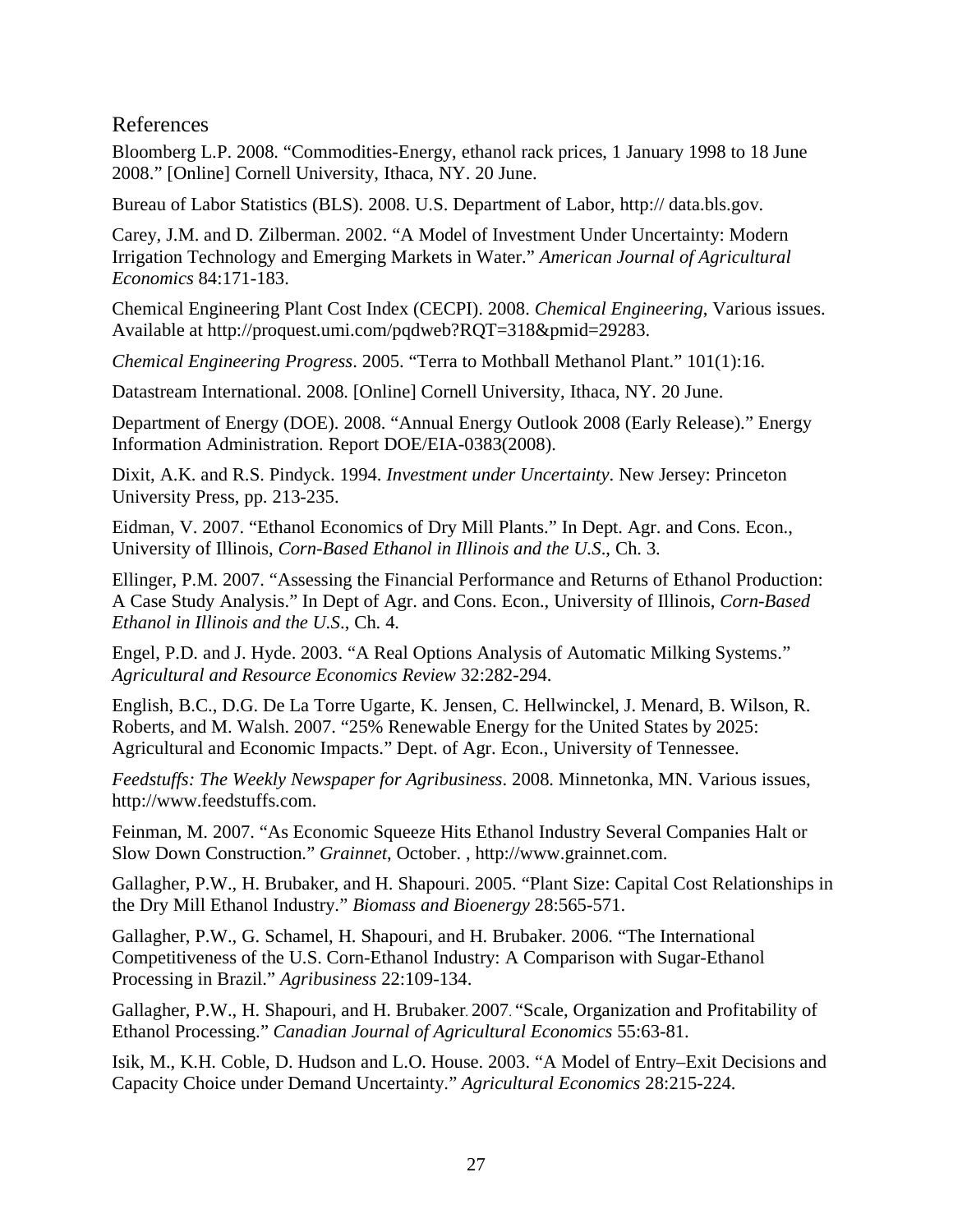## References

Bloomberg L.P. 2008. “Commodities-Energy, ethanol rack prices, 1 January 1998 to 18 June 2008.” [Online] Cornell University, Ithaca, NY. 20 June.

Bureau of Labor Statistics (BLS). 2008. U.S. Department of Labor, http:// data.bls.gov.

Carey, J.M. and D. Zilberman. 2002. “A Model of Investment Under Uncertainty: Modern Irrigation Technology and Emerging Markets in Water.” *American Journal of Agricultural Economics* 84:171-183.

Chemical Engineering Plant Cost Index (CECPI). 2008. *Chemical Engineering*, Various issues. Available at http://proquest.umi.com/pqdweb?RQT=318&pmid=29283.

*Chemical Engineering Progress*. 2005. “Terra to Mothball Methanol Plant.” 101(1):16.

Datastream International. 2008. [Online] Cornell University, Ithaca, NY. 20 June.

Department of Energy (DOE). 2008. “Annual Energy Outlook 2008 (Early Release).” Energy Information Administration. Report DOE/EIA-0383(2008).

Dixit, A.K. and R.S. Pindyck. 1994. *Investment under Uncertainty*. New Jersey: Princeton University Press, pp. 213-235.

Eidman, V. 2007. “Ethanol Economics of Dry Mill Plants.” In Dept. Agr. and Cons. Econ., University of Illinois, *Corn-Based Ethanol in Illinois and the U.S*., Ch. 3.

Ellinger, P.M. 2007. “Assessing the Financial Performance and Returns of Ethanol Production: A Case Study Analysis.” In Dept of Agr. and Cons. Econ., University of Illinois, *Corn-Based Ethanol in Illinois and the U.S*., Ch. 4.

Engel, P.D. and J. Hyde. 2003. “A Real Options Analysis of Automatic Milking Systems.” *Agricultural and Resource Economics Review* 32:282-294.

English, B.C., D.G. De La Torre Ugarte, K. Jensen, C. Hellwinckel, J. Menard, B. Wilson, R. Roberts, and M. Walsh. 2007. “25% Renewable Energy for the United States by 2025: Agricultural and Economic Impacts.” Dept. of Agr. Econ., University of Tennessee.

*Feedstuffs: The Weekly Newspaper for Agribusiness*. 2008. Minnetonka, MN. Various issues, http://www.feedstuffs.com.

Feinman, M. 2007. “As Economic Squeeze Hits Ethanol Industry Several Companies Halt or Slow Down Construction.” *Grainnet*, October. , http://www.grainnet.com.

Gallagher, P.W., H. Brubaker, and H. Shapouri. 2005. “Plant Size: Capital Cost Relationships in the Dry Mill Ethanol Industry.” *Biomass and Bioenergy* 28:565-571.

Gallagher, P.W., G. Schamel, H. Shapouri, and H. Brubaker. 2006. “The International Competitiveness of the U.S. Corn-Ethanol Industry: A Comparison with Sugar-Ethanol Processing in Brazil.” *Agribusiness* 22:109-134.

Gallagher, P.W., H. Shapouri, and H. Brubaker. 2007. “Scale, Organization and Profitability of Ethanol Processing.” *Canadian Journal of Agricultural Economics* 55:63-81.

Isik, M., K.H. Coble, D. Hudson and L.O. House. 2003. “A Model of Entry–Exit Decisions and Capacity Choice under Demand Uncertainty.” *Agricultural Economics* 28:215-224.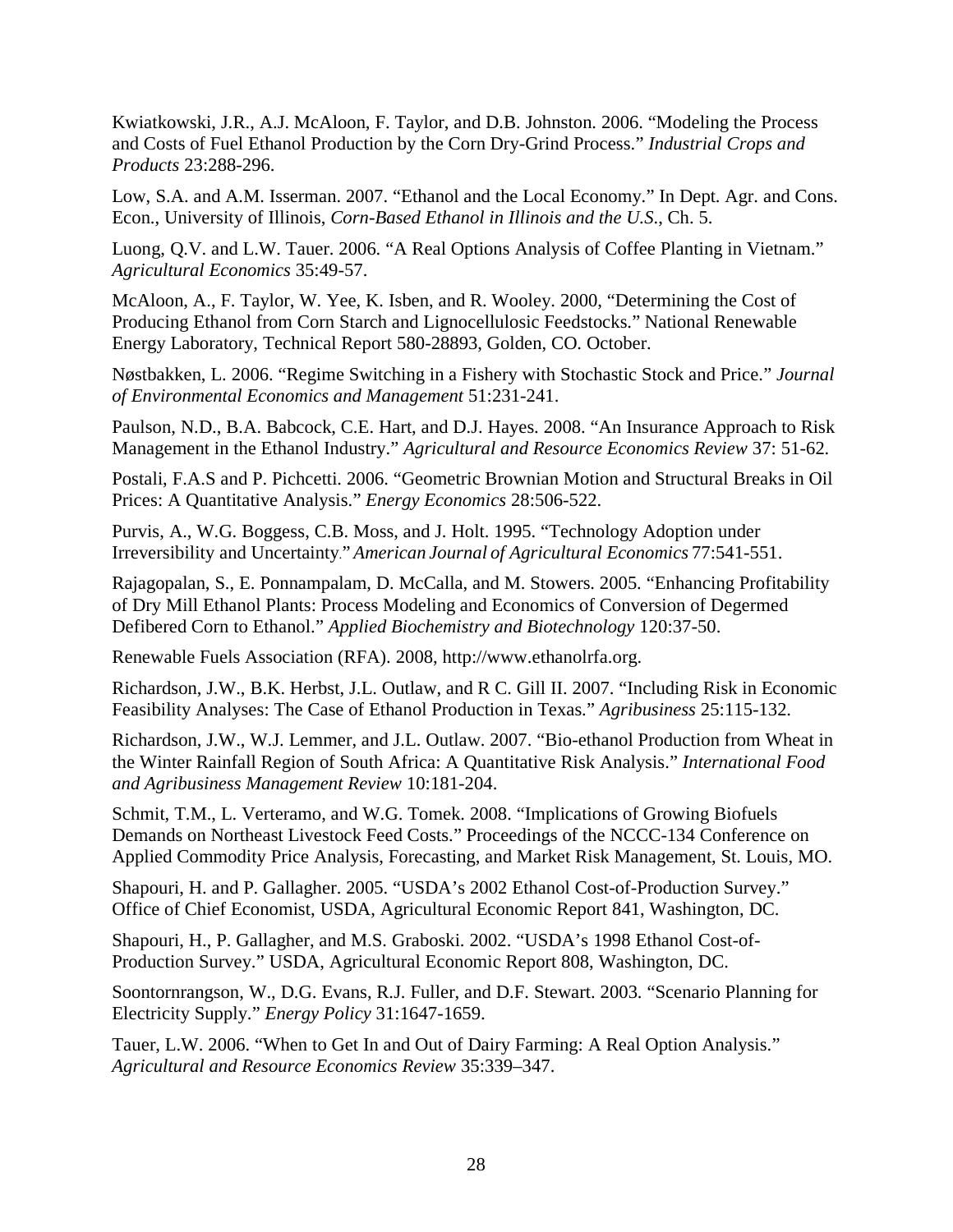Kwiatkowski, J.R., A.J. McAloon, F. Taylor, and D.B. Johnston. 2006. "Modeling the Process and Costs of Fuel Ethanol Production by the Corn Dry-Grind Process." *Industrial Crops and Products* 23:288-296.

Low, S.A. and A.M. Isserman. 2007. "Ethanol and the Local Economy." In Dept. Agr. and Cons. Econ., University of Illinois, *Corn-Based Ethanol in Illinois and the U.S.*, Ch. 5.

Luong, Q.V. and L.W. Tauer. 2006. "A Real Options Analysis of Coffee Planting in Vietnam." *Agricultural Economics* 35:49-57.

McAloon, A., F. Taylor, W. Yee, K. Isben, and R. Wooley. 2000, "Determining the Cost of Producing Ethanol from Corn Starch and Lignocellulosic Feedstocks." National Renewable Energy Laboratory, Technical Report 580-28893, Golden, CO. October.

Nøstbakken, L. 2006. "Regime Switching in a Fishery with Stochastic Stock and Price." *Journal of Environmental Economics and Management* 51:231-241.

Paulson, N.D., B.A. Babcock, C.E. Hart, and D.J. Hayes. 2008. "An Insurance Approach to Risk Management in the Ethanol Industry." *Agricultural and Resource Economics Review* 37: 51-62.

Postali, F.A.S and P. Pichcetti. 2006. "Geometric Brownian Motion and Structural Breaks in Oil Prices: A Quantitative Analysis." *Energy Economics* 28:506-522.

Purvis, A., W.G. Boggess, C.B. Moss, and J. Holt. 1995. "Technology Adoption under Irreversibility and Uncertainty." *American Journal of Agricultural Economics* 77:541-551.

Rajagopalan, S., E. Ponnampalam, D. McCalla, and M. Stowers. 2005. "Enhancing Profitability of Dry Mill Ethanol Plants: Process Modeling and Economics of Conversion of Degermed Defibered Corn to Ethanol." *Applied Biochemistry and Biotechnology* 120:37-50.

Renewable Fuels Association (RFA). 2008, http://www.ethanolrfa.org.

Richardson, J.W., B.K. Herbst, J.L. Outlaw, and R C. Gill II. 2007. "Including Risk in Economic Feasibility Analyses: The Case of Ethanol Production in Texas." *Agribusiness* 25:115-132.

Richardson, J.W., W.J. Lemmer, and J.L. Outlaw. 2007. "Bio-ethanol Production from Wheat in the Winter Rainfall Region of South Africa: A Quantitative Risk Analysis." *International Food and Agribusiness Management Review* 10:181-204.

Schmit, T.M., L. Verteramo, and W.G. Tomek. 2008. "Implications of Growing Biofuels Demands on Northeast Livestock Feed Costs." Proceedings of the NCCC-134 Conference on Applied Commodity Price Analysis, Forecasting, and Market Risk Management, St. Louis, MO.

Shapouri, H. and P. Gallagher. 2005. "USDA's 2002 Ethanol Cost-of-Production Survey." Office of Chief Economist, USDA, Agricultural Economic Report 841, Washington, DC.

Shapouri, H., P. Gallagher, and M.S. Graboski. 2002. "USDA's 1998 Ethanol Cost-of-Production Survey." USDA, Agricultural Economic Report 808, Washington, DC.

Soontornrangson, W., D.G. Evans, R.J. Fuller, and D.F. Stewart. 2003. "Scenario Planning for Electricity Supply." *Energy Policy* 31:1647-1659.

Tauer, L.W. 2006. "When to Get In and Out of Dairy Farming: A Real Option Analysis." *Agricultural and Resource Economics Review* 35:339–347.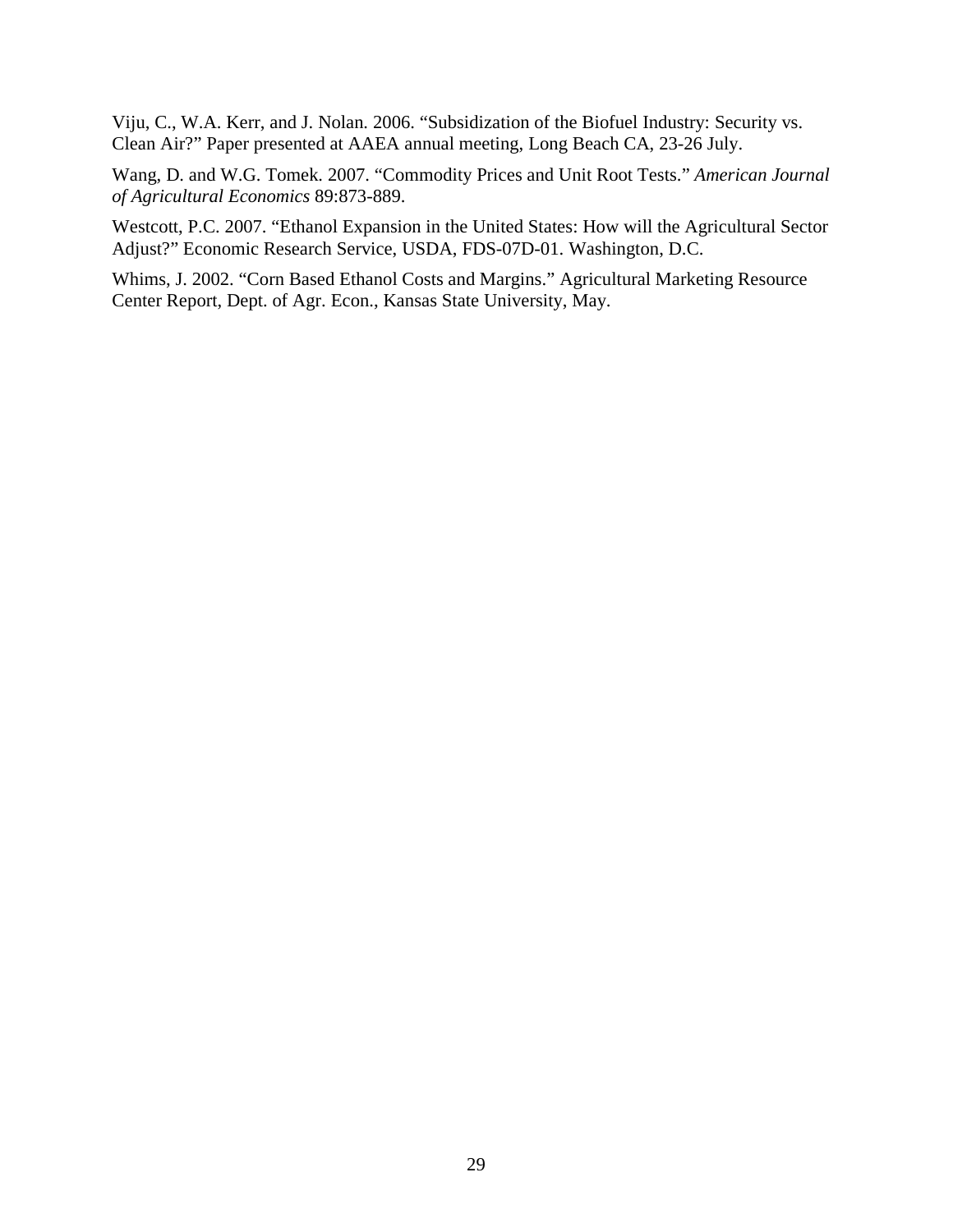Viju, C., W.A. Kerr, and J. Nolan. 2006. "Subsidization of the Biofuel Industry: Security vs. Clean Air?" Paper presented at AAEA annual meeting, Long Beach CA, 23-26 July.

Wang, D. and W.G. Tomek. 2007. "Commodity Prices and Unit Root Tests." *American Journal of Agricultural Economics* 89:873-889.

Westcott, P.C. 2007. "Ethanol Expansion in the United States: How will the Agricultural Sector Adjust?" Economic Research Service, USDA, FDS-07D-01. Washington, D.C.

Whims, J. 2002. "Corn Based Ethanol Costs and Margins." Agricultural Marketing Resource Center Report, Dept. of Agr. Econ., Kansas State University, May.